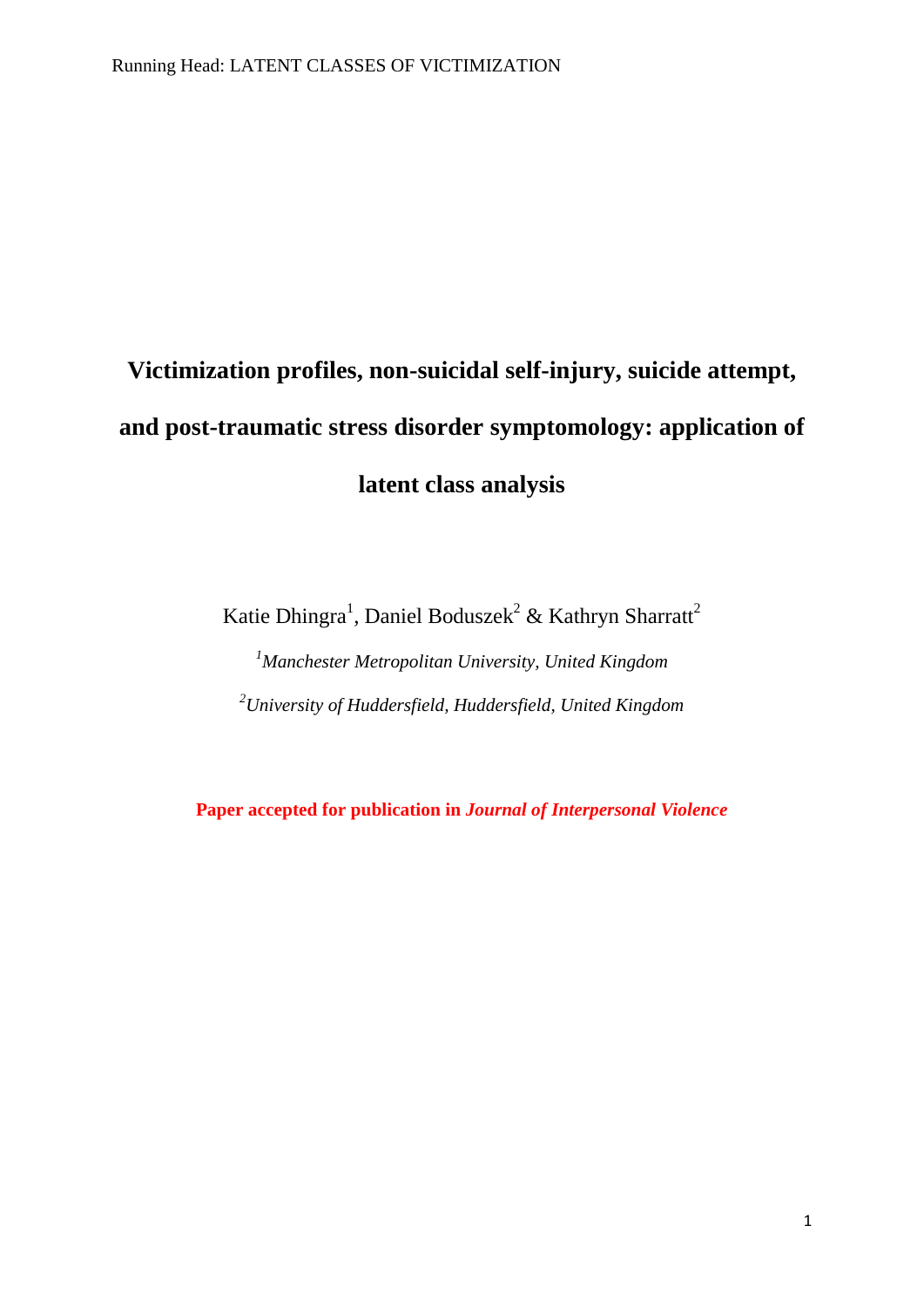# Victimization profiles, non-suicidal self-injury, suicide attempt, and post-traumatic stress disorder symptomology: application of latent class analysis

Katie Dhingra[1], Daniel Boduszek[2] & Kathryn Sharratt[2]

[1]*Manchester Metropolitan University, United Kingdom*

[2]*University of Huddersfield, Huddersfield, United Kingdom*

**Paper accepted for publication in *Journal of Interpersonal Violence***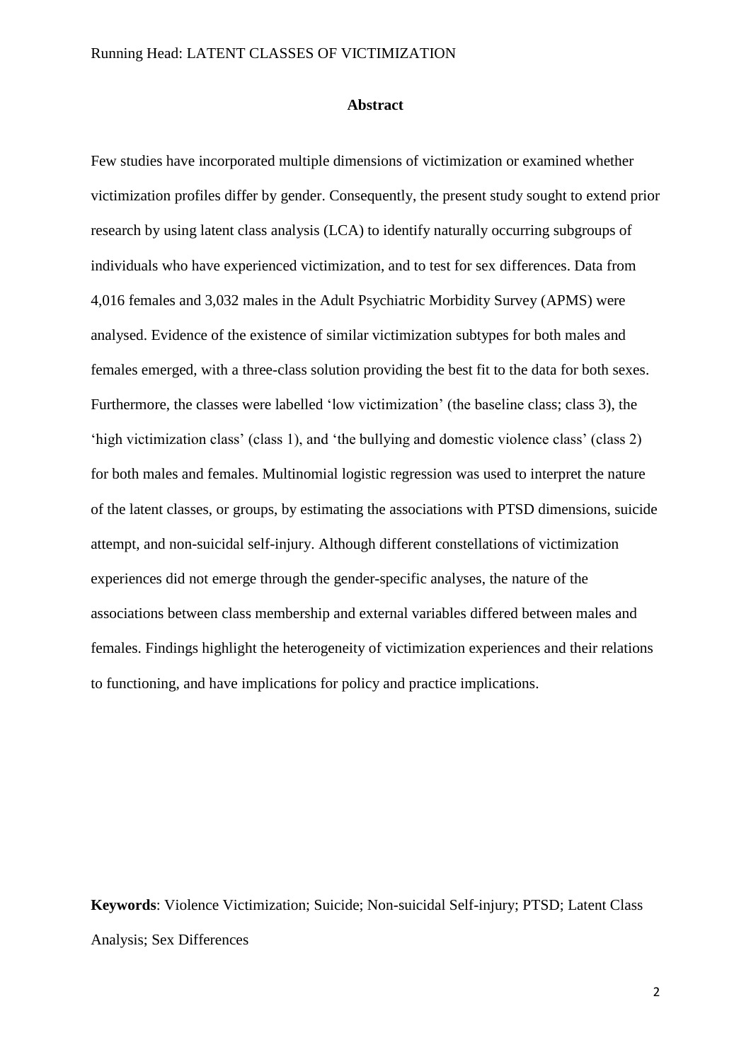## Abstract

Few studies have incorporated multiple dimensions of victimization or examined whether victimization profiles differ by gender. Consequently, the present study sought to extend prior research by using latent class analysis (LCA) to identify naturally occurring subgroups of individuals who have experienced victimization, and to test for sex differences. Data from 4,016 females and 3,032 males in the Adult Psychiatric Morbidity Survey (APMS) were analysed. Evidence of the existence of similar victimization subtypes for both males and females emerged, with a three-class solution providing the best fit to the data for both sexes. Furthermore, the classes were labelled 'low victimization' (the baseline class; class 3), the 'high victimization class' (class 1), and 'the bullying and domestic violence class' (class 2) for both males and females. Multinomial logistic regression was used to interpret the nature of the latent classes, or groups, by estimating the associations with PTSD dimensions, suicide attempt, and non-suicidal self-injury. Although different constellations of victimization experiences did not emerge through the gender-specific analyses, the nature of the associations between class membership and external variables differed between males and females. Findings highlight the heterogeneity of victimization experiences and their relations to functioning, and have implications for policy and practice implications.

**Keywords**: Violence Victimization; Suicide; Non-suicidal Self-injury; PTSD; Latent Class Analysis; Sex Differences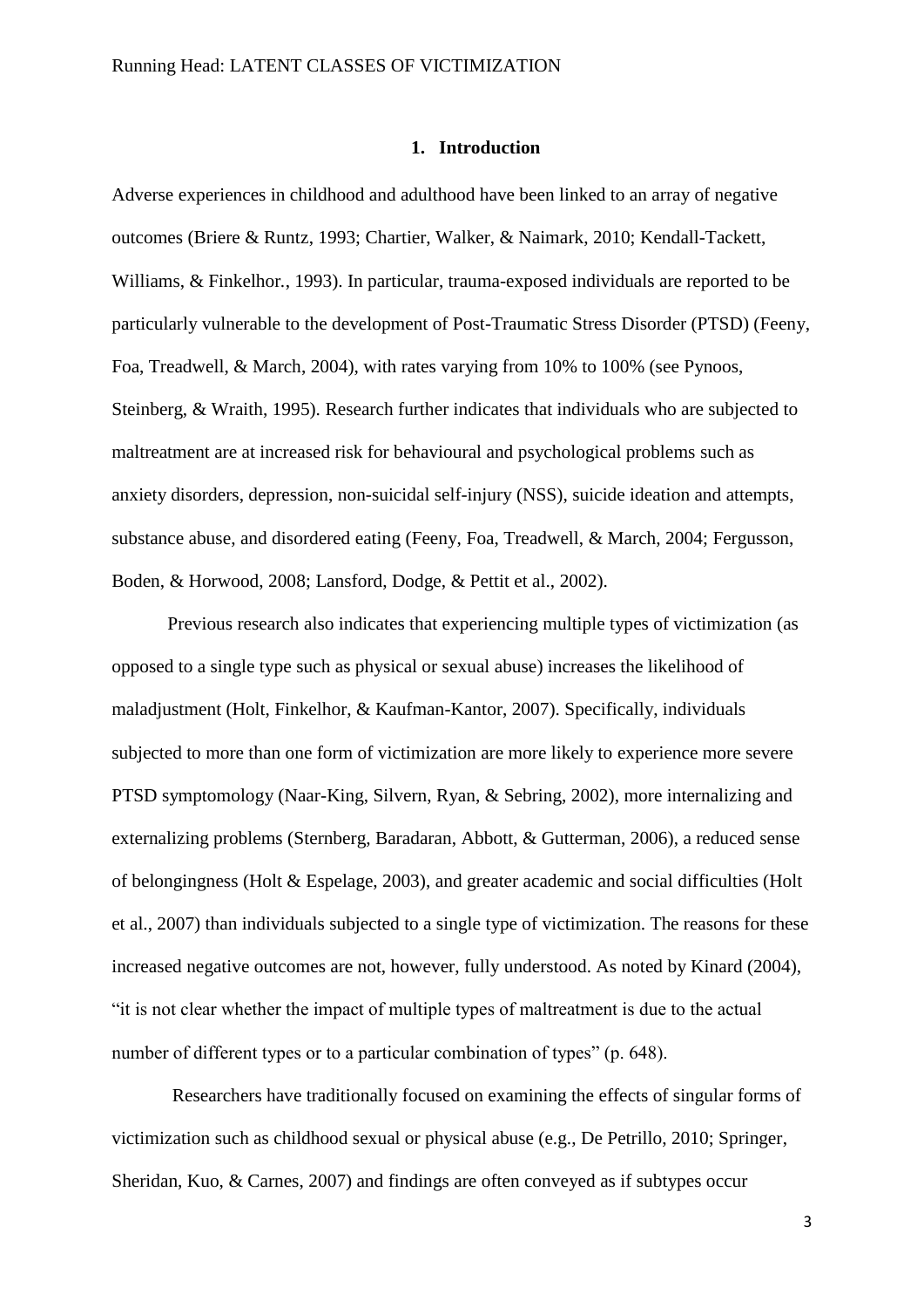## 1. Introduction

Adverse experiences in childhood and adulthood have been linked to an array of negative outcomes (Briere & Runtz, 1993; Chartier, Walker, & Naimark, 2010; Kendall-Tackett, Williams, & Finkelhor., 1993). In particular, trauma-exposed individuals are reported to be particularly vulnerable to the development of Post-Traumatic Stress Disorder (PTSD) (Feeny, Foa, Treadwell, & March, 2004), with rates varying from 10% to 100% (see Pynoos, Steinberg, & Wraith, 1995). Research further indicates that individuals who are subjected to maltreatment are at increased risk for behavioural and psychological problems such as anxiety disorders, depression, non-suicidal self-injury (NSS), suicide ideation and attempts, substance abuse, and disordered eating (Feeny, Foa, Treadwell, & March, 2004; Fergusson, Boden, & Horwood, 2008; Lansford, Dodge, & Pettit et al., 2002).

Previous research also indicates that experiencing multiple types of victimization (as opposed to a single type such as physical or sexual abuse) increases the likelihood of maladjustment (Holt, Finkelhor, & Kaufman-Kantor, 2007). Specifically, individuals subjected to more than one form of victimization are more likely to experience more severe PTSD symptomology (Naar-King, Silvern, Ryan, & Sebring, 2002), more internalizing and externalizing problems (Sternberg, Baradaran, Abbott, & Gutterman, 2006), a reduced sense of belongingness (Holt & Espelage, 2003), and greater academic and social difficulties (Holt et al., 2007) than individuals subjected to a single type of victimization. The reasons for these increased negative outcomes are not, however, fully understood. As noted by Kinard (2004), "it is not clear whether the impact of multiple types of maltreatment is due to the actual number of different types or to a particular combination of types" (p. 648).

Researchers have traditionally focused on examining the effects of singular forms of victimization such as childhood sexual or physical abuse (e.g., De Petrillo, 2010; Springer, Sheridan, Kuo, & Carnes, 2007) and findings are often conveyed as if subtypes occur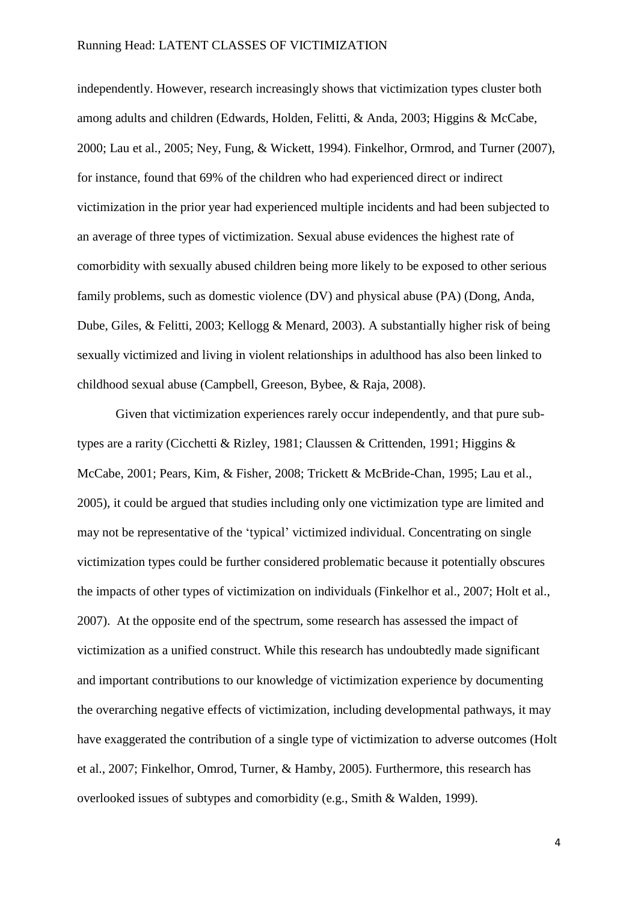independently. However, research increasingly shows that victimization types cluster both among adults and children (Edwards, Holden, Felitti, & Anda, 2003; Higgins & McCabe, 2000; Lau et al., 2005; Ney, Fung, & Wickett, 1994). Finkelhor, Ormrod, and Turner (2007), for instance, found that 69% of the children who had experienced direct or indirect victimization in the prior year had experienced multiple incidents and had been subjected to an average of three types of victimization. Sexual abuse evidences the highest rate of comorbidity with sexually abused children being more likely to be exposed to other serious family problems, such as domestic violence (DV) and physical abuse (PA) (Dong, Anda, Dube, Giles, & Felitti, 2003; Kellogg & Menard, 2003). A substantially higher risk of being sexually victimized and living in violent relationships in adulthood has also been linked to childhood sexual abuse (Campbell, Greeson, Bybee, & Raja, 2008).

Given that victimization experiences rarely occur independently, and that pure sub-types are a rarity (Cicchetti & Rizley, 1981; Claussen & Crittenden, 1991; Higgins & McCabe, 2001; Pears, Kim, & Fisher, 2008; Trickett & McBride-Chan, 1995; Lau et al., 2005), it could be argued that studies including only one victimization type are limited and may not be representative of the 'typical' victimized individual. Concentrating on single victimization types could be further considered problematic because it potentially obscures the impacts of other types of victimization on individuals (Finkelhor et al., 2007; Holt et al., 2007). At the opposite end of the spectrum, some research has assessed the impact of victimization as a unified construct. While this research has undoubtedly made significant and important contributions to our knowledge of victimization experience by documenting the overarching negative effects of victimization, including developmental pathways, it may have exaggerated the contribution of a single type of victimization to adverse outcomes (Holt et al., 2007; Finkelhor, Omrod, Turner, & Hamby, 2005). Furthermore, this research has overlooked issues of subtypes and comorbidity (e.g., Smith & Walden, 1999).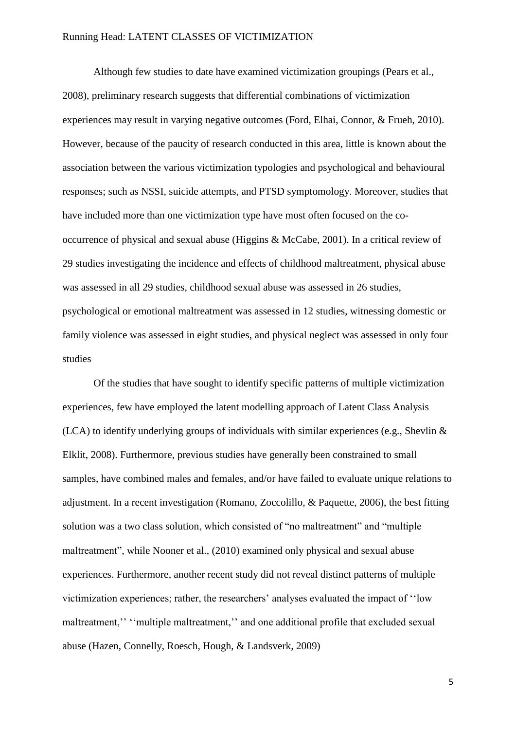Although few studies to date have examined victimization groupings (Pears et al., 2008), preliminary research suggests that differential combinations of victimization experiences may result in varying negative outcomes (Ford, Elhai, Connor, & Frueh, 2010). However, because of the paucity of research conducted in this area, little is known about the association between the various victimization typologies and psychological and behavioural responses; such as NSSI, suicide attempts, and PTSD symptomology. Moreover, studies that have included more than one victimization type have most often focused on the co-occurrence of physical and sexual abuse (Higgins & McCabe, 2001). In a critical review of 29 studies investigating the incidence and effects of childhood maltreatment, physical abuse was assessed in all 29 studies, childhood sexual abuse was assessed in 26 studies, psychological or emotional maltreatment was assessed in 12 studies, witnessing domestic or family violence was assessed in eight studies, and physical neglect was assessed in only four studies

Of the studies that have sought to identify specific patterns of multiple victimization experiences, few have employed the latent modelling approach of Latent Class Analysis (LCA) to identify underlying groups of individuals with similar experiences (e.g., Shevlin & Elklit, 2008). Furthermore, previous studies have generally been constrained to small samples, have combined males and females, and/or have failed to evaluate unique relations to adjustment. In a recent investigation (Romano, Zoccolillo, & Paquette, 2006), the best fitting solution was a two class solution, which consisted of "no maltreatment" and "multiple maltreatment", while Nooner et al., (2010) examined only physical and sexual abuse experiences. Furthermore, another recent study did not reveal distinct patterns of multiple victimization experiences; rather, the researchers' analyses evaluated the impact of ''low maltreatment,'' ''multiple maltreatment,'' and one additional profile that excluded sexual abuse (Hazen, Connelly, Roesch, Hough, & Landsverk, 2009)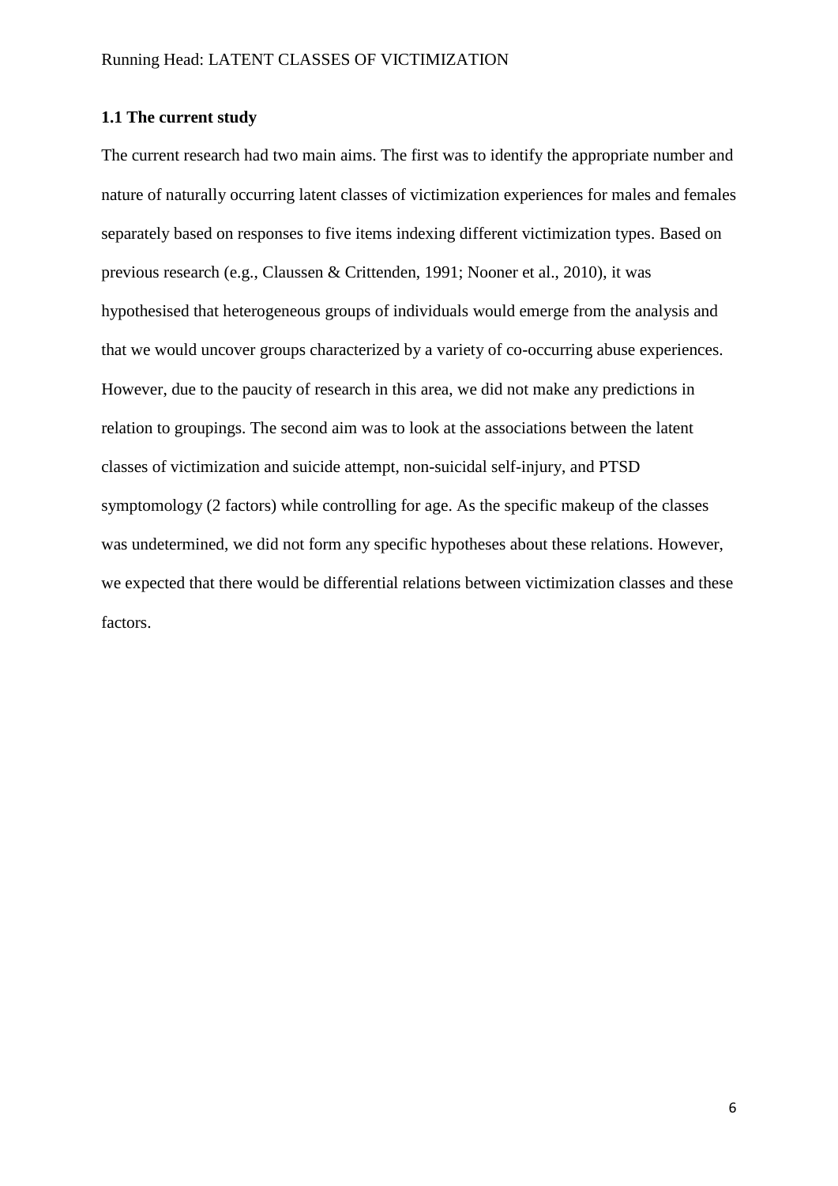### 1.1 The current study

The current research had two main aims. The first was to identify the appropriate number and nature of naturally occurring latent classes of victimization experiences for males and females separately based on responses to five items indexing different victimization types. Based on previous research (e.g., Claussen & Crittenden, 1991; Nooner et al., 2010), it was hypothesised that heterogeneous groups of individuals would emerge from the analysis and that we would uncover groups characterized by a variety of co-occurring abuse experiences. However, due to the paucity of research in this area, we did not make any predictions in relation to groupings. The second aim was to look at the associations between the latent classes of victimization and suicide attempt, non-suicidal self-injury, and PTSD symptomology (2 factors) while controlling for age. As the specific makeup of the classes was undetermined, we did not form any specific hypotheses about these relations. However, we expected that there would be differential relations between victimization classes and these factors.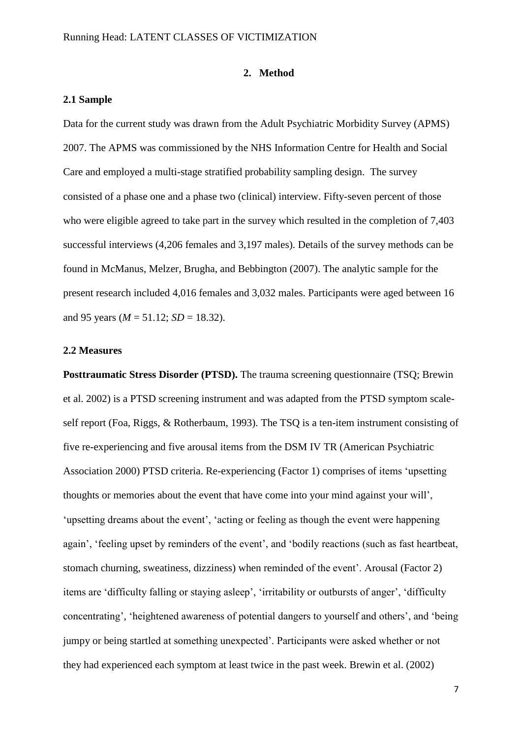## 2. Method

### 2.1 Sample

Data for the current study was drawn from the Adult Psychiatric Morbidity Survey (APMS) 2007. The APMS was commissioned by the NHS Information Centre for Health and Social Care and employed a multi-stage stratified probability sampling design. The survey consisted of a phase one and a phase two (clinical) interview. Fifty-seven percent of those who were eligible agreed to take part in the survey which resulted in the completion of 7,403 successful interviews (4,206 females and 3,197 males). Details of the survey methods can be found in McManus, Melzer, Brugha, and Bebbington (2007). The analytic sample for the present research included 4,016 females and 3,032 males. Participants were aged between 16 and 95 years ($M$ = 51.12; $SD$ = 18.32).

### 2.2 Measures

**Posttraumatic Stress Disorder (PTSD).** The trauma screening questionnaire (TSQ; Brewin et al. 2002) is a PTSD screening instrument and was adapted from the PTSD symptom scale-self report (Foa, Riggs, & Rotherbaum, 1993). The TSQ is a ten-item instrument consisting of five re-experiencing and five arousal items from the DSM IV TR (American Psychiatric Association 2000) PTSD criteria. Re-experiencing (Factor 1) comprises of items 'upsetting thoughts or memories about the event that have come into your mind against your will', 'upsetting dreams about the event', 'acting or feeling as though the event were happening again', 'feeling upset by reminders of the event', and 'bodily reactions (such as fast heartbeat, stomach churning, sweatiness, dizziness) when reminded of the event'. Arousal (Factor 2) items are 'difficulty falling or staying asleep', 'irritability or outbursts of anger', 'difficulty concentrating', 'heightened awareness of potential dangers to yourself and others', and 'being jumpy or being startled at something unexpected'. Participants were asked whether or not they had experienced each symptom at least twice in the past week. Brewin et al. (2002)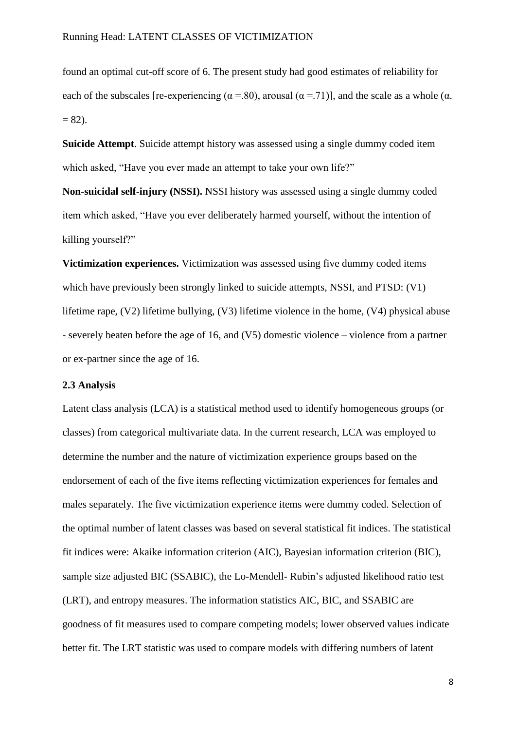found an optimal cut-off score of 6. The present study had good estimates of reliability for each of the subscales [re-experiencing (α =.80), arousal (α =.71)], and the scale as a whole (α. = 82).

**Suicide Attempt**. Suicide attempt history was assessed using a single dummy coded item which asked, "Have you ever made an attempt to take your own life?"

**Non-suicidal self-injury (NSSI).** NSSI history was assessed using a single dummy coded item which asked, "Have you ever deliberately harmed yourself, without the intention of killing yourself?"

**Victimization experiences.** Victimization was assessed using five dummy coded items which have previously been strongly linked to suicide attempts, NSSI, and PTSD: (V1) lifetime rape, (V2) lifetime bullying, (V3) lifetime violence in the home, (V4) physical abuse - severely beaten before the age of 16, and (V5) domestic violence – violence from a partner or ex-partner since the age of 16.

### 2.3 Analysis

Latent class analysis (LCA) is a statistical method used to identify homogeneous groups (or classes) from categorical multivariate data. In the current research, LCA was employed to determine the number and the nature of victimization experience groups based on the endorsement of each of the five items reflecting victimization experiences for females and males separately. The five victimization experience items were dummy coded. Selection of the optimal number of latent classes was based on several statistical fit indices. The statistical fit indices were: Akaike information criterion (AIC), Bayesian information criterion (BIC), sample size adjusted BIC (SSABIC), the Lo-Mendell- Rubin's adjusted likelihood ratio test (LRT), and entropy measures. The information statistics AIC, BIC, and SSABIC are goodness of fit measures used to compare competing models; lower observed values indicate better fit. The LRT statistic was used to compare models with differing numbers of latent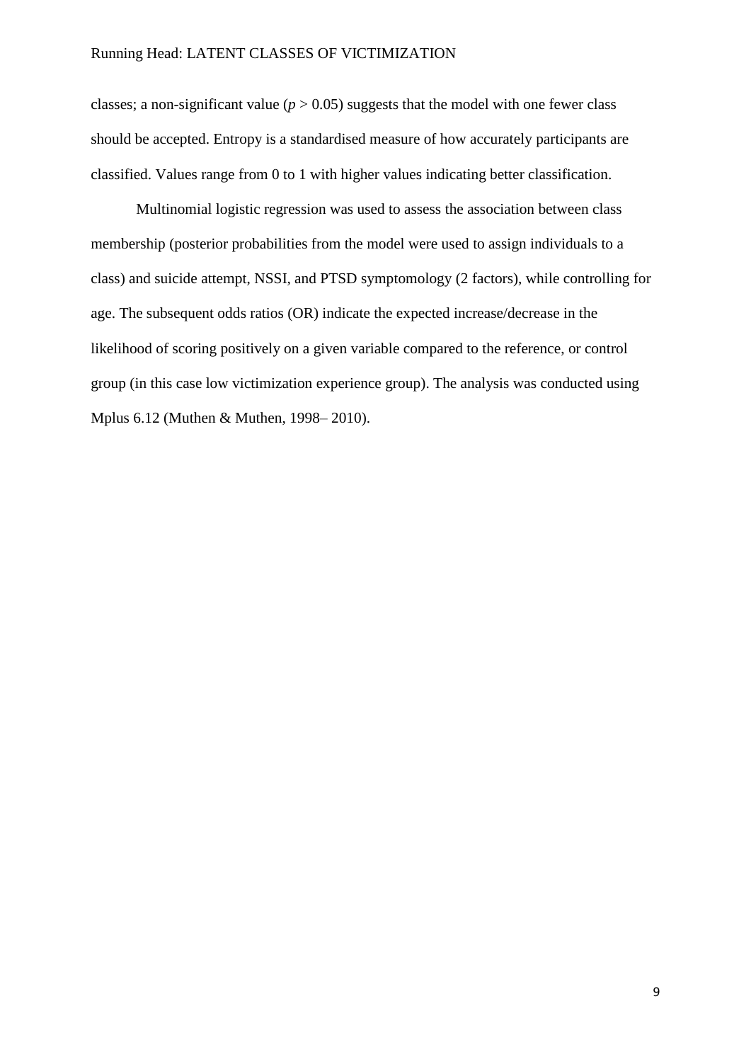classes; a non-significant value ($p > 0.05$) suggests that the model with one fewer class should be accepted. Entropy is a standardised measure of how accurately participants are classified. Values range from 0 to 1 with higher values indicating better classification.

Multinomial logistic regression was used to assess the association between class membership (posterior probabilities from the model were used to assign individuals to a class) and suicide attempt, NSSI, and PTSD symptomology (2 factors), while controlling for age. The subsequent odds ratios (OR) indicate the expected increase/decrease in the likelihood of scoring positively on a given variable compared to the reference, or control group (in this case low victimization experience group). The analysis was conducted using Mplus 6.12 (Muthen & Muthen, 1998– 2010).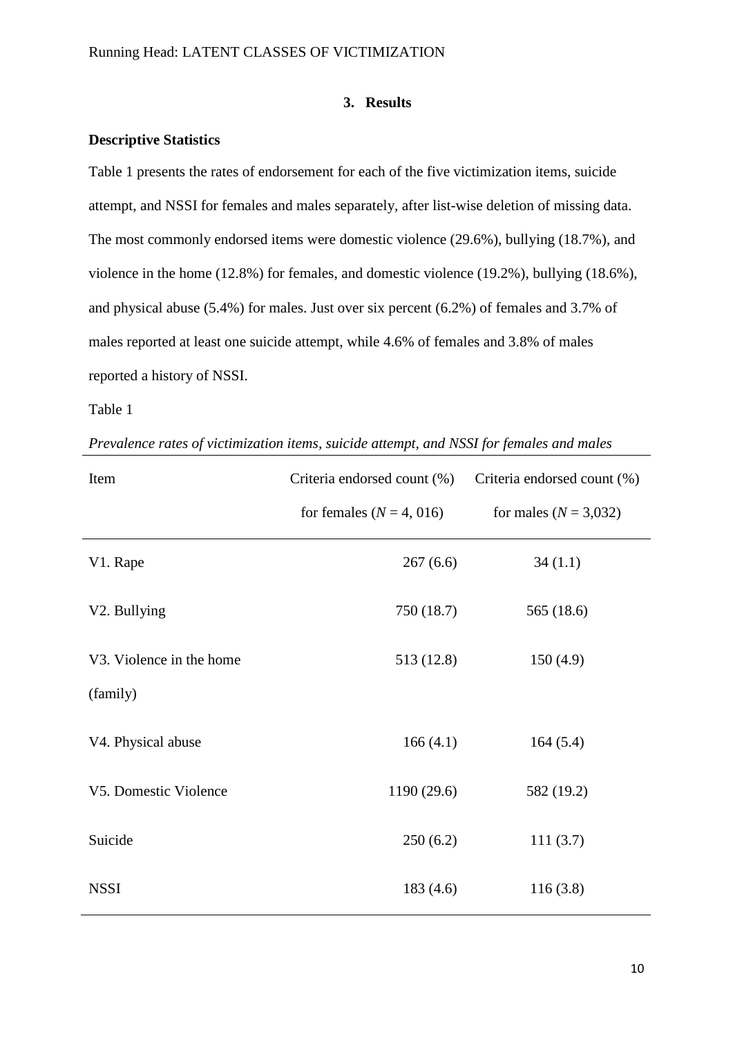## 3. Results

### Descriptive Statistics

Table 1 presents the rates of endorsement for each of the five victimization items, suicide attempt, and NSSI for females and males separately, after list-wise deletion of missing data. The most commonly endorsed items were domestic violence (29.6%), bullying (18.7%), and violence in the home (12.8%) for females, and domestic violence (19.2%), bullying (18.6%), and physical abuse (5.4%) for males. Just over six percent (6.2%) of females and 3.7% of males reported at least one suicide attempt, while 4.6% of females and 3.8% of males reported a history of NSSI.

Table 1

*Prevalence rates of victimization items, suicide attempt, and NSSI for females and males*

| Item | Criteria endorsed count (%) for females (*N* = 4, 016) | Criteria endorsed count (%) for males (*N* = 3,032) |
|---|---|---|
| V1. Rape | 267 (6.6) | 34 (1.1) |
| V2. Bullying | 750 (18.7) | 565 (18.6) |
| V3. Violence in the home (family) | 513 (12.8) | 150 (4.9) |
| V4. Physical abuse | 166 (4.1) | 164 (5.4) |
| V5. Domestic Violence | 1190 (29.6) | 582 (19.2) |
| Suicide | 250 (6.2) | 111 (3.7) |
| NSSI | 183 (4.6) | 116 (3.8) |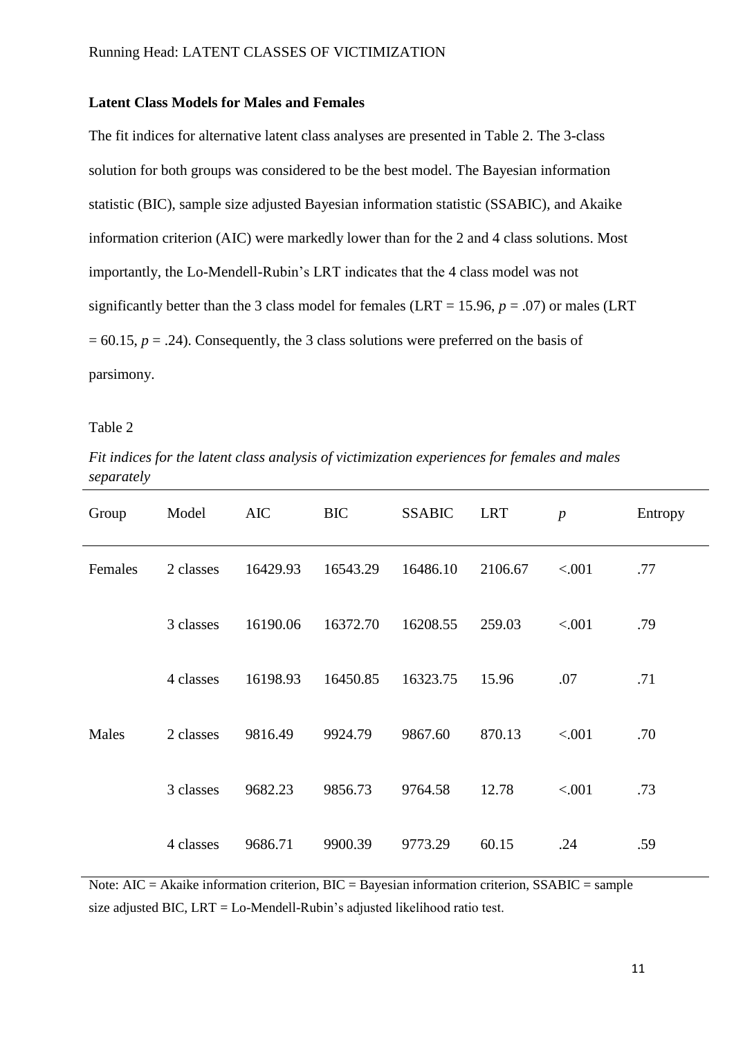**Latent Class Models for Males and Females**

The fit indices for alternative latent class analyses are presented in Table 2. The 3-class solution for both groups was considered to be the best model. The Bayesian information statistic (BIC), sample size adjusted Bayesian information statistic (SSABIC), and Akaike information criterion (AIC) were markedly lower than for the 2 and 4 class solutions. Most importantly, the Lo-Mendell-Rubin's LRT indicates that the 4 class model was not significantly better than the 3 class model for females (LRT = 15.96, $p = .07$) or males (LRT = 60.15, $p = .24$). Consequently, the 3 class solutions were preferred on the basis of parsimony.

Table 2

*Fit indices for the latent class analysis of victimization experiences for females and males separately*

| Group | Model | AIC | BIC | SSABIC | LRT | *p* | Entropy |
|---|---|---|---|---|---|---|---|
| Females | 2 classes | 16429.93 | 16543.29 | 16486.10 | 2106.67 | <.001 | .77 |
| | 3 classes | 16190.06 | 16372.70 | 16208.55 | 259.03 | <.001 | .79 |
| | 4 classes | 16198.93 | 16450.85 | 16323.75 | 15.96 | .07 | .71 |
| Males | 2 classes | 9816.49 | 9924.79 | 9867.60 | 870.13 | <.001 | .70 |
| | 3 classes | 9682.23 | 9856.73 | 9764.58 | 12.78 | <.001 | .73 |
| | 4 classes | 9686.71 | 9900.39 | 9773.29 | 60.15 | .24 | .59 |

Note: AIC = Akaike information criterion, BIC = Bayesian information criterion, SSABIC = sample size adjusted BIC, LRT = Lo-Mendell-Rubin's adjusted likelihood ratio test.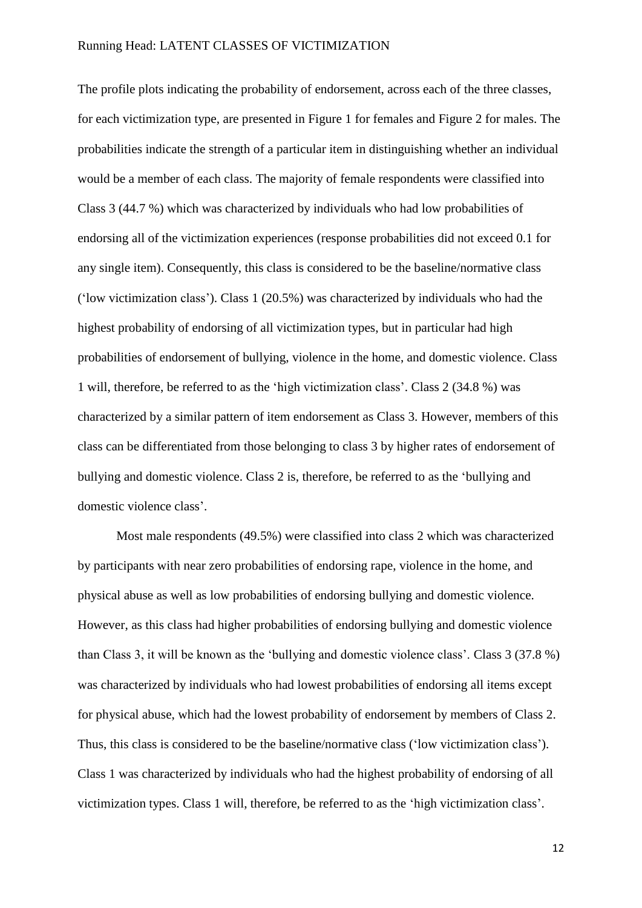The profile plots indicating the probability of endorsement, across each of the three classes, for each victimization type, are presented in Figure 1 for females and Figure 2 for males. The probabilities indicate the strength of a particular item in distinguishing whether an individual would be a member of each class. The majority of female respondents were classified into Class 3 (44.7 %) which was characterized by individuals who had low probabilities of endorsing all of the victimization experiences (response probabilities did not exceed 0.1 for any single item). Consequently, this class is considered to be the baseline/normative class ('low victimization class'). Class 1 (20.5%) was characterized by individuals who had the highest probability of endorsing of all victimization types, but in particular had high probabilities of endorsement of bullying, violence in the home, and domestic violence. Class 1 will, therefore, be referred to as the 'high victimization class'. Class 2 (34.8 %) was characterized by a similar pattern of item endorsement as Class 3. However, members of this class can be differentiated from those belonging to class 3 by higher rates of endorsement of bullying and domestic violence. Class 2 is, therefore, be referred to as the 'bullying and domestic violence class'.

Most male respondents (49.5%) were classified into class 2 which was characterized by participants with near zero probabilities of endorsing rape, violence in the home, and physical abuse as well as low probabilities of endorsing bullying and domestic violence. However, as this class had higher probabilities of endorsing bullying and domestic violence than Class 3, it will be known as the 'bullying and domestic violence class'. Class 3 (37.8 %) was characterized by individuals who had lowest probabilities of endorsing all items except for physical abuse, which had the lowest probability of endorsement by members of Class 2. Thus, this class is considered to be the baseline/normative class ('low victimization class'). Class 1 was characterized by individuals who had the highest probability of endorsing of all victimization types. Class 1 will, therefore, be referred to as the 'high victimization class'.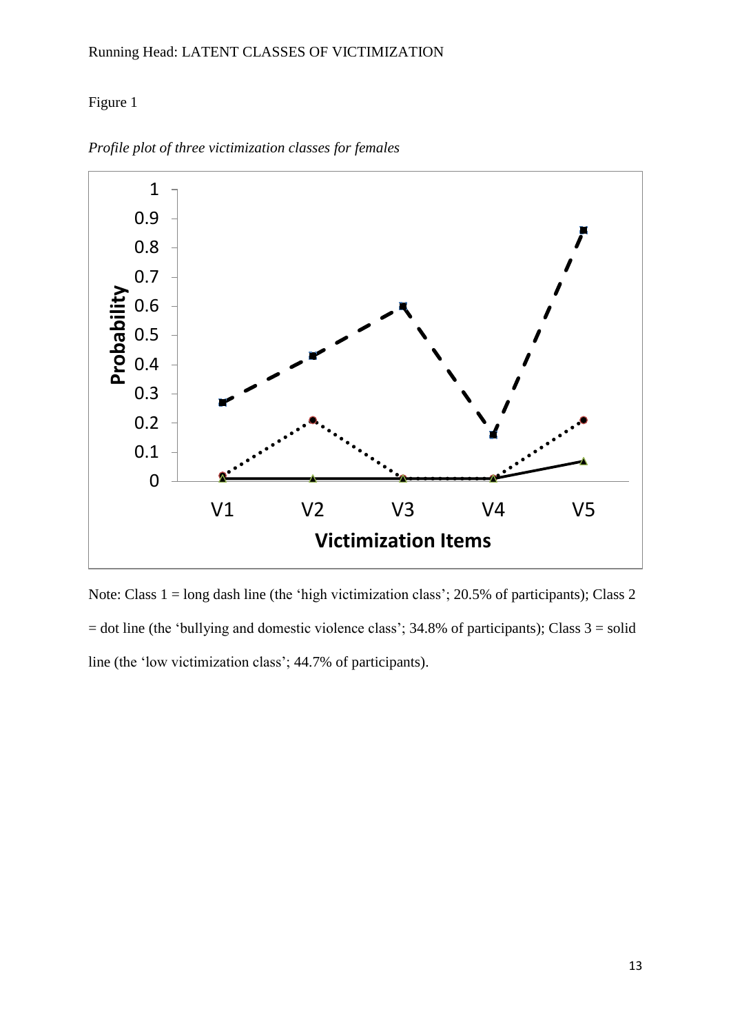Figure 1

*Profile plot of three victimization classes for females*

Note: Class 1 = long dash line (the 'high victimization class'; 20.5% of participants); Class 2 = dot line (the 'bullying and domestic violence class'; 34.8% of participants); Class 3 = solid line (the 'low victimization class'; 44.7% of participants).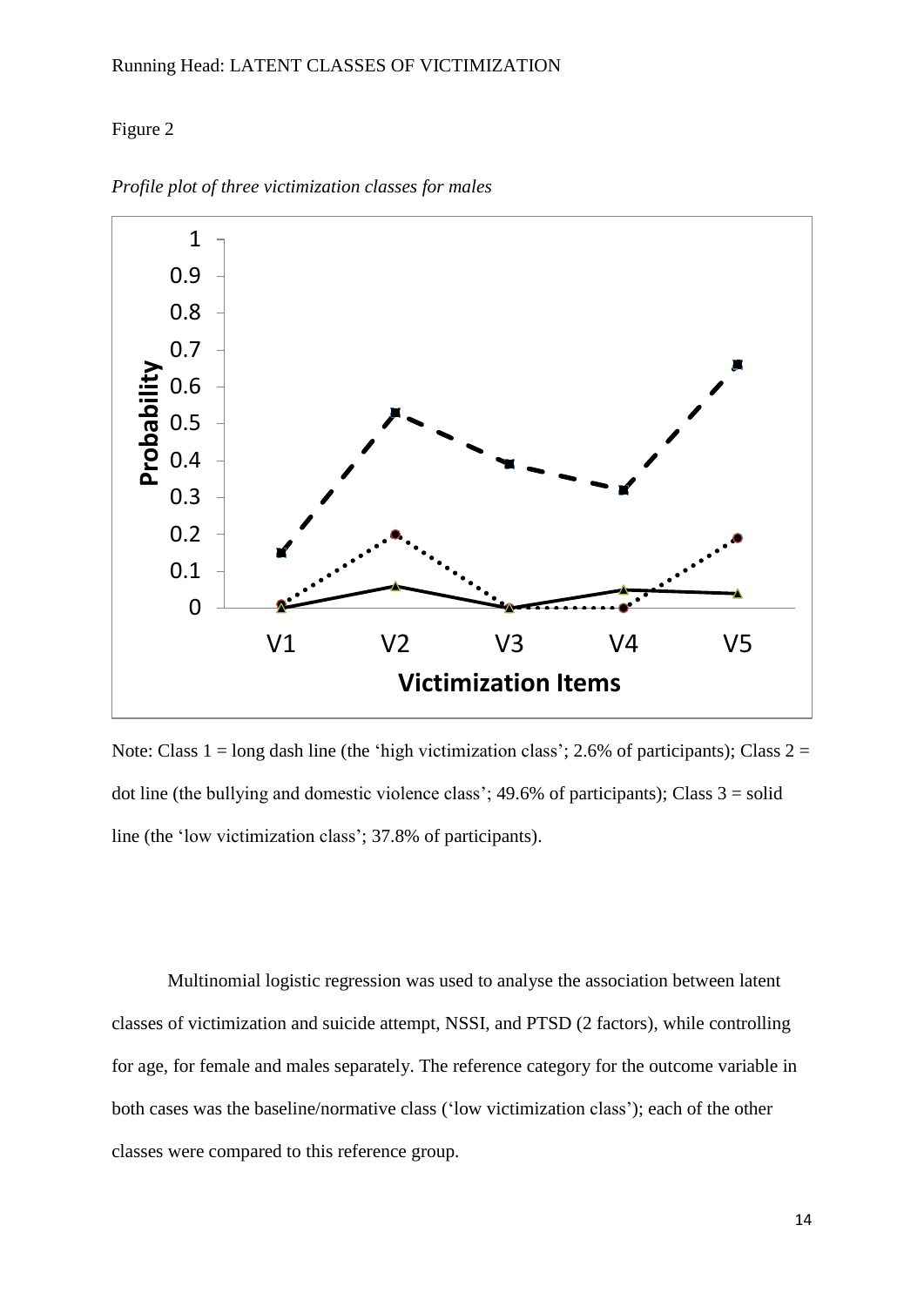Figure 2

*Profile plot of three victimization classes for males*

Note: Class 1 = long dash line (the 'high victimization class'; 2.6% of participants); Class 2 = dot line (the bullying and domestic violence class'; 49.6% of participants); Class 3 = solid line (the 'low victimization class'; 37.8% of participants).

Multinomial logistic regression was used to analyse the association between latent classes of victimization and suicide attempt, NSSI, and PTSD (2 factors), while controlling for age, for female and males separately. The reference category for the outcome variable in both cases was the baseline/normative class ('low victimization class'); each of the other classes were compared to this reference group.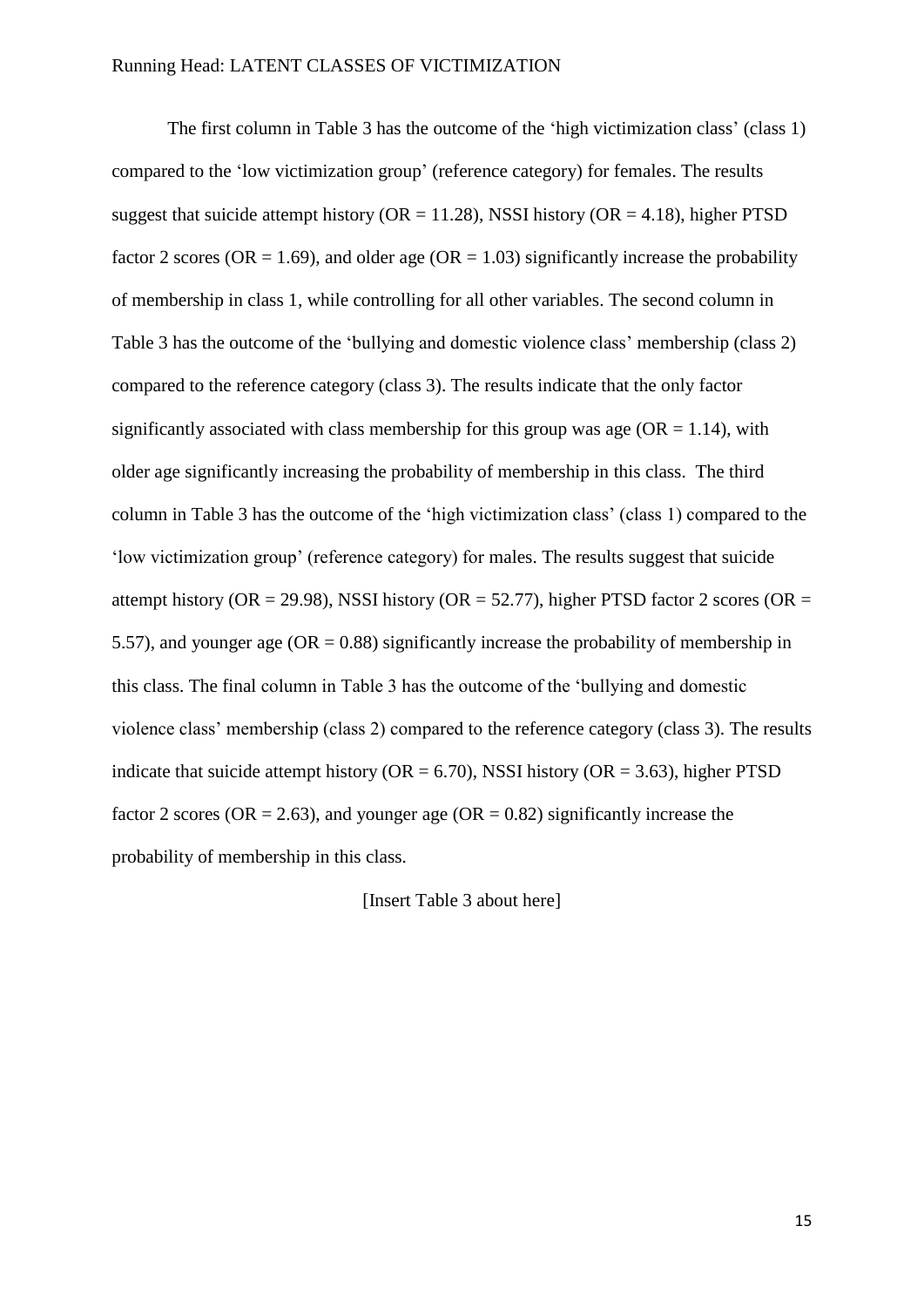The first column in Table 3 has the outcome of the 'high victimization class' (class 1) compared to the 'low victimization group' (reference category) for females. The results suggest that suicide attempt history (OR = 11.28), NSSI history (OR = 4.18), higher PTSD factor 2 scores (OR = 1.69), and older age (OR = 1.03) significantly increase the probability of membership in class 1, while controlling for all other variables. The second column in Table 3 has the outcome of the 'bullying and domestic violence class' membership (class 2) compared to the reference category (class 3). The results indicate that the only factor significantly associated with class membership for this group was age (OR = 1.14), with older age significantly increasing the probability of membership in this class. The third column in Table 3 has the outcome of the 'high victimization class' (class 1) compared to the 'low victimization group' (reference category) for males. The results suggest that suicide attempt history (OR = 29.98), NSSI history (OR = 52.77), higher PTSD factor 2 scores (OR = 5.57), and younger age (OR = 0.88) significantly increase the probability of membership in this class. The final column in Table 3 has the outcome of the 'bullying and domestic violence class' membership (class 2) compared to the reference category (class 3). The results indicate that suicide attempt history (OR = 6.70), NSSI history (OR = 3.63), higher PTSD factor 2 scores (OR = 2.63), and younger age (OR = 0.82) significantly increase the probability of membership in this class.

[Insert Table 3 about here]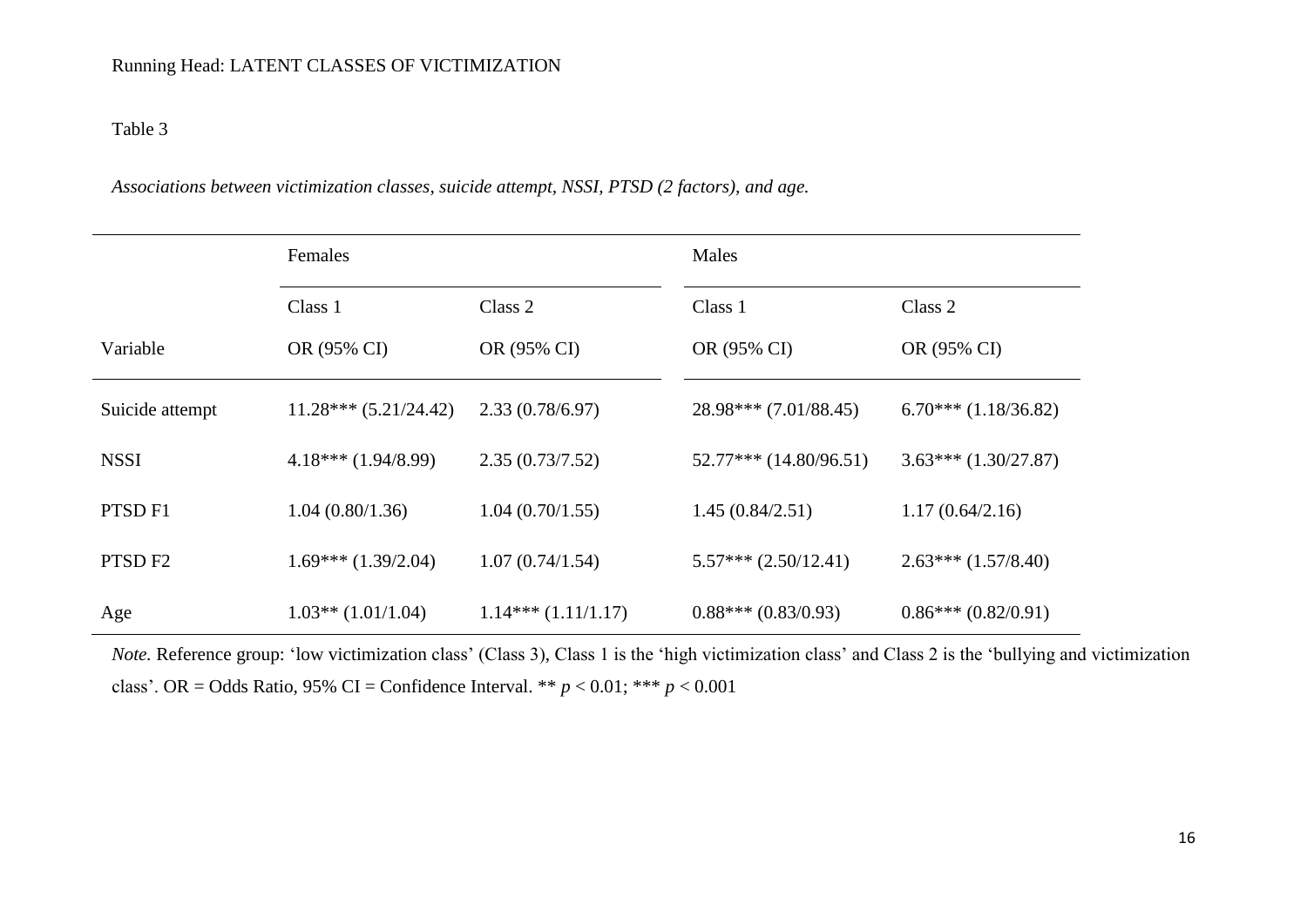Table 3

*Associations between victimization classes, suicide attempt, NSSI, PTSD (2 factors), and age.*

| | Females | | Males | |
|---|---|---|---|---|
| | Class 1 | Class 2 | Class 1 | Class 2 |
| Variable | OR (95% CI) | OR (95% CI) | OR (95% CI) | OR (95% CI) |
| Suicide attempt | 11.28*** (5.21/24.42) | 2.33 (0.78/6.97) | 28.98*** (7.01/88.45) | 6.70*** (1.18/36.82) |
| NSSI | 4.18*** (1.94/8.99) | 2.35 (0.73/7.52) | 52.77*** (14.80/96.51) | 3.63*** (1.30/27.87) |
| PTSD F1 | 1.04 (0.80/1.36) | 1.04 (0.70/1.55) | 1.45 (0.84/2.51) | 1.17 (0.64/2.16) |
| PTSD F2 | 1.69*** (1.39/2.04) | 1.07 (0.74/1.54) | 5.57*** (2.50/12.41) | 2.63*** (1.57/8.40) |
| Age | 1.03** (1.01/1.04) | 1.14*** (1.11/1.17) | 0.88*** (0.83/0.93) | 0.86*** (0.82/0.91) |

*Note.* Reference group: 'low victimization class' (Class 3), Class 1 is the 'high victimization class' and Class 2 is the 'bullying and victimization class'. OR = Odds Ratio, 95% CI = Confidence Interval. ** $p < 0.01$; *** $p < 0.001$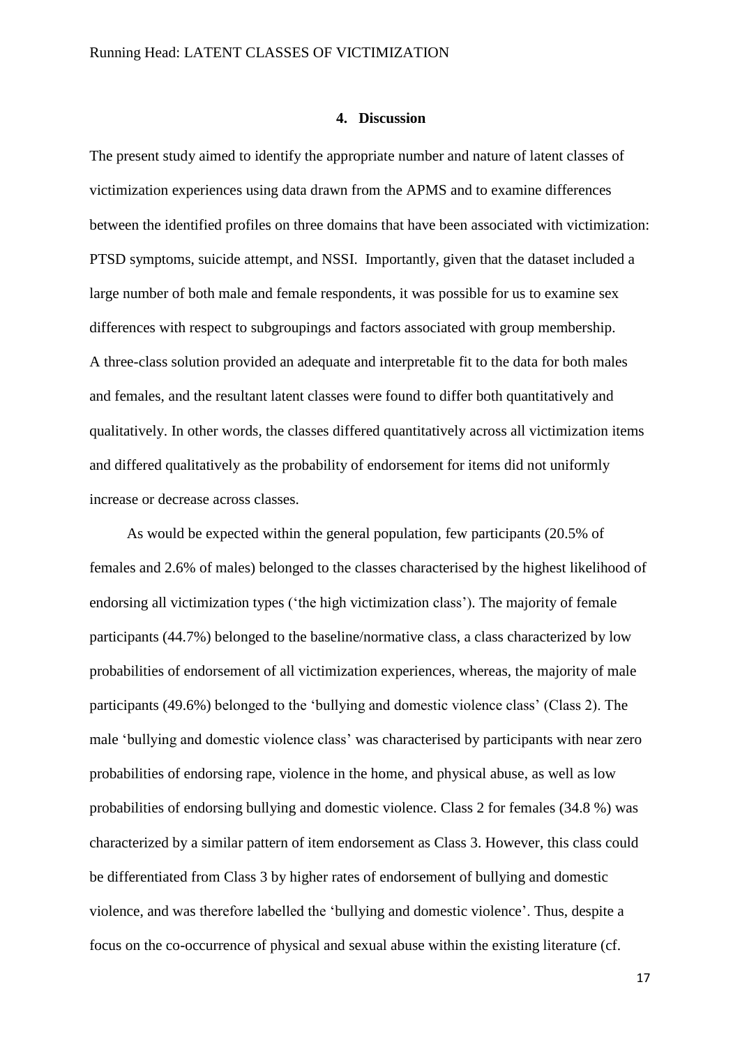## 4. Discussion

The present study aimed to identify the appropriate number and nature of latent classes of victimization experiences using data drawn from the APMS and to examine differences between the identified profiles on three domains that have been associated with victimization: PTSD symptoms, suicide attempt, and NSSI. Importantly, given that the dataset included a large number of both male and female respondents, it was possible for us to examine sex differences with respect to subgroupings and factors associated with group membership. A three-class solution provided an adequate and interpretable fit to the data for both males and females, and the resultant latent classes were found to differ both quantitatively and qualitatively. In other words, the classes differed quantitatively across all victimization items and differed qualitatively as the probability of endorsement for items did not uniformly increase or decrease across classes.

As would be expected within the general population, few participants (20.5% of females and 2.6% of males) belonged to the classes characterised by the highest likelihood of endorsing all victimization types ('the high victimization class'). The majority of female participants (44.7%) belonged to the baseline/normative class, a class characterized by low probabilities of endorsement of all victimization experiences, whereas, the majority of male participants (49.6%) belonged to the 'bullying and domestic violence class' (Class 2). The male 'bullying and domestic violence class' was characterised by participants with near zero probabilities of endorsing rape, violence in the home, and physical abuse, as well as low probabilities of endorsing bullying and domestic violence. Class 2 for females (34.8 %) was characterized by a similar pattern of item endorsement as Class 3. However, this class could be differentiated from Class 3 by higher rates of endorsement of bullying and domestic violence, and was therefore labelled the 'bullying and domestic violence'. Thus, despite a focus on the co-occurrence of physical and sexual abuse within the existing literature (cf.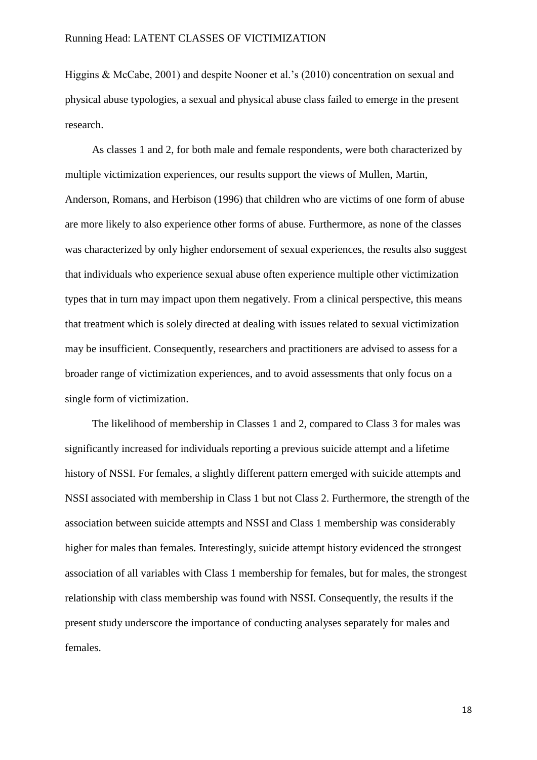Higgins & McCabe, 2001) and despite Nooner et al.'s (2010) concentration on sexual and physical abuse typologies, a sexual and physical abuse class failed to emerge in the present research.

As classes 1 and 2, for both male and female respondents, were both characterized by multiple victimization experiences, our results support the views of Mullen, Martin, Anderson, Romans, and Herbison (1996) that children who are victims of one form of abuse are more likely to also experience other forms of abuse. Furthermore, as none of the classes was characterized by only higher endorsement of sexual experiences, the results also suggest that individuals who experience sexual abuse often experience multiple other victimization types that in turn may impact upon them negatively. From a clinical perspective, this means that treatment which is solely directed at dealing with issues related to sexual victimization may be insufficient. Consequently, researchers and practitioners are advised to assess for a broader range of victimization experiences, and to avoid assessments that only focus on a single form of victimization.

The likelihood of membership in Classes 1 and 2, compared to Class 3 for males was significantly increased for individuals reporting a previous suicide attempt and a lifetime history of NSSI. For females, a slightly different pattern emerged with suicide attempts and NSSI associated with membership in Class 1 but not Class 2. Furthermore, the strength of the association between suicide attempts and NSSI and Class 1 membership was considerably higher for males than females. Interestingly, suicide attempt history evidenced the strongest association of all variables with Class 1 membership for females, but for males, the strongest relationship with class membership was found with NSSI. Consequently, the results if the present study underscore the importance of conducting analyses separately for males and females.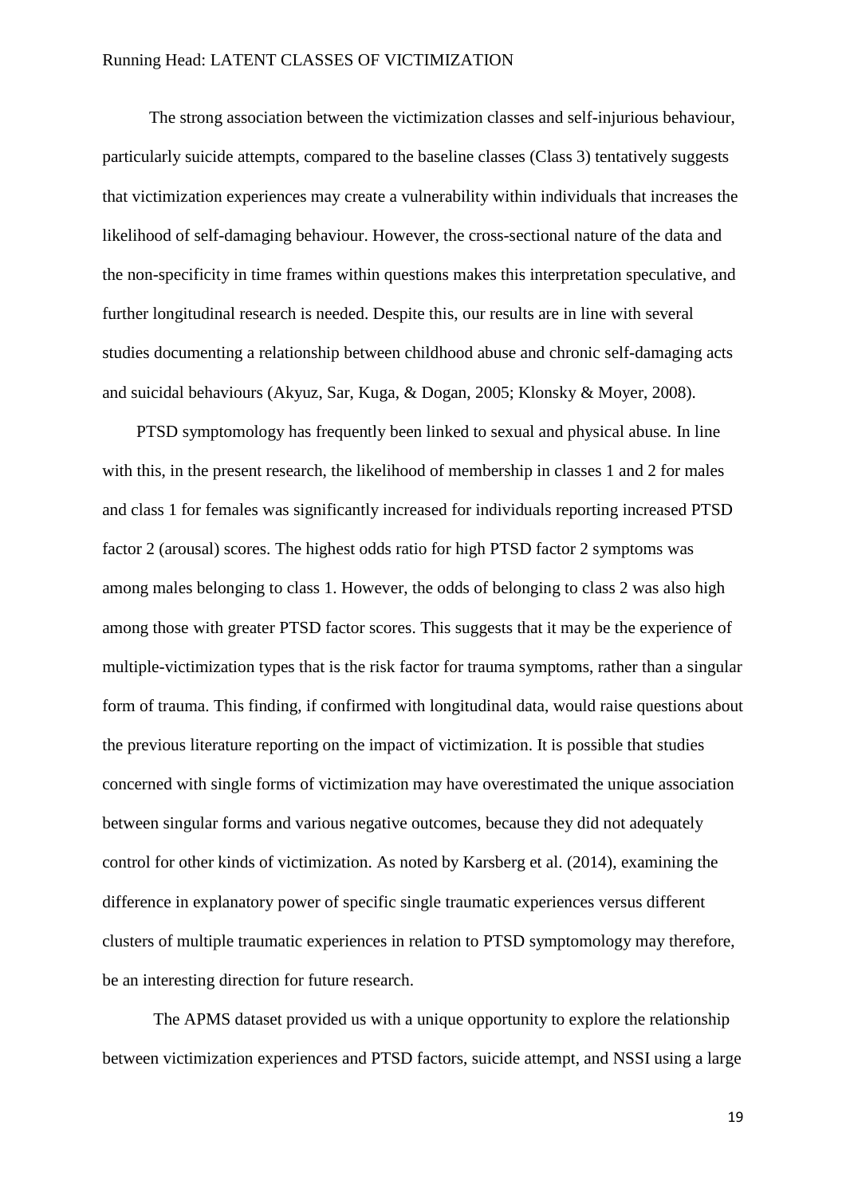The strong association between the victimization classes and self-injurious behaviour, particularly suicide attempts, compared to the baseline classes (Class 3) tentatively suggests that victimization experiences may create a vulnerability within individuals that increases the likelihood of self-damaging behaviour. However, the cross-sectional nature of the data and the non-specificity in time frames within questions makes this interpretation speculative, and further longitudinal research is needed. Despite this, our results are in line with several studies documenting a relationship between childhood abuse and chronic self-damaging acts and suicidal behaviours (Akyuz, Sar, Kuga, & Dogan, 2005; Klonsky & Moyer, 2008).

PTSD symptomology has frequently been linked to sexual and physical abuse. In line with this, in the present research, the likelihood of membership in classes 1 and 2 for males and class 1 for females was significantly increased for individuals reporting increased PTSD factor 2 (arousal) scores. The highest odds ratio for high PTSD factor 2 symptoms was among males belonging to class 1. However, the odds of belonging to class 2 was also high among those with greater PTSD factor scores. This suggests that it may be the experience of multiple-victimization types that is the risk factor for trauma symptoms, rather than a singular form of trauma. This finding, if confirmed with longitudinal data, would raise questions about the previous literature reporting on the impact of victimization. It is possible that studies concerned with single forms of victimization may have overestimated the unique association between singular forms and various negative outcomes, because they did not adequately control for other kinds of victimization. As noted by Karsberg et al. (2014), examining the difference in explanatory power of specific single traumatic experiences versus different clusters of multiple traumatic experiences in relation to PTSD symptomology may therefore, be an interesting direction for future research.

The APMS dataset provided us with a unique opportunity to explore the relationship between victimization experiences and PTSD factors, suicide attempt, and NSSI using a large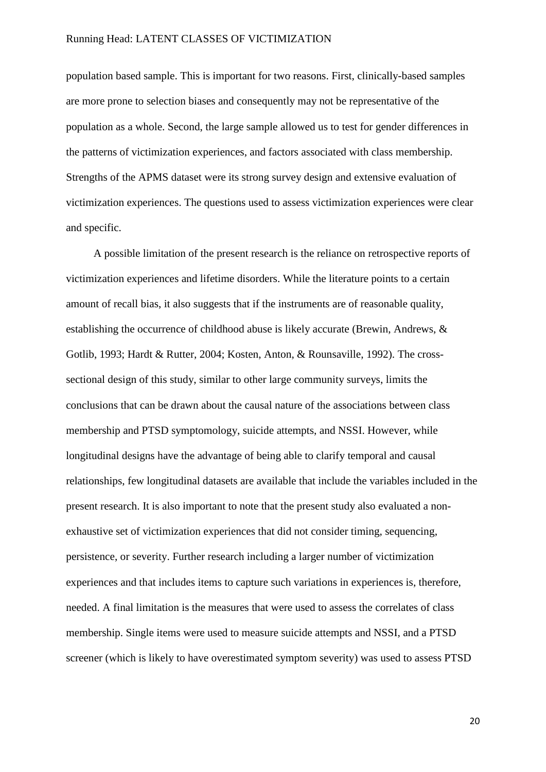population based sample. This is important for two reasons. First, clinically-based samples are more prone to selection biases and consequently may not be representative of the population as a whole. Second, the large sample allowed us to test for gender differences in the patterns of victimization experiences, and factors associated with class membership. Strengths of the APMS dataset were its strong survey design and extensive evaluation of victimization experiences. The questions used to assess victimization experiences were clear and specific.

A possible limitation of the present research is the reliance on retrospective reports of victimization experiences and lifetime disorders. While the literature points to a certain amount of recall bias, it also suggests that if the instruments are of reasonable quality, establishing the occurrence of childhood abuse is likely accurate (Brewin, Andrews, & Gotlib, 1993; Hardt & Rutter, 2004; Kosten, Anton, & Rounsaville, 1992). The cross-sectional design of this study, similar to other large community surveys, limits the conclusions that can be drawn about the causal nature of the associations between class membership and PTSD symptomology, suicide attempts, and NSSI. However, while longitudinal designs have the advantage of being able to clarify temporal and causal relationships, few longitudinal datasets are available that include the variables included in the present research. It is also important to note that the present study also evaluated a non-exhaustive set of victimization experiences that did not consider timing, sequencing, persistence, or severity. Further research including a larger number of victimization experiences and that includes items to capture such variations in experiences is, therefore, needed. A final limitation is the measures that were used to assess the correlates of class membership. Single items were used to measure suicide attempts and NSSI, and a PTSD screener (which is likely to have overestimated symptom severity) was used to assess PTSD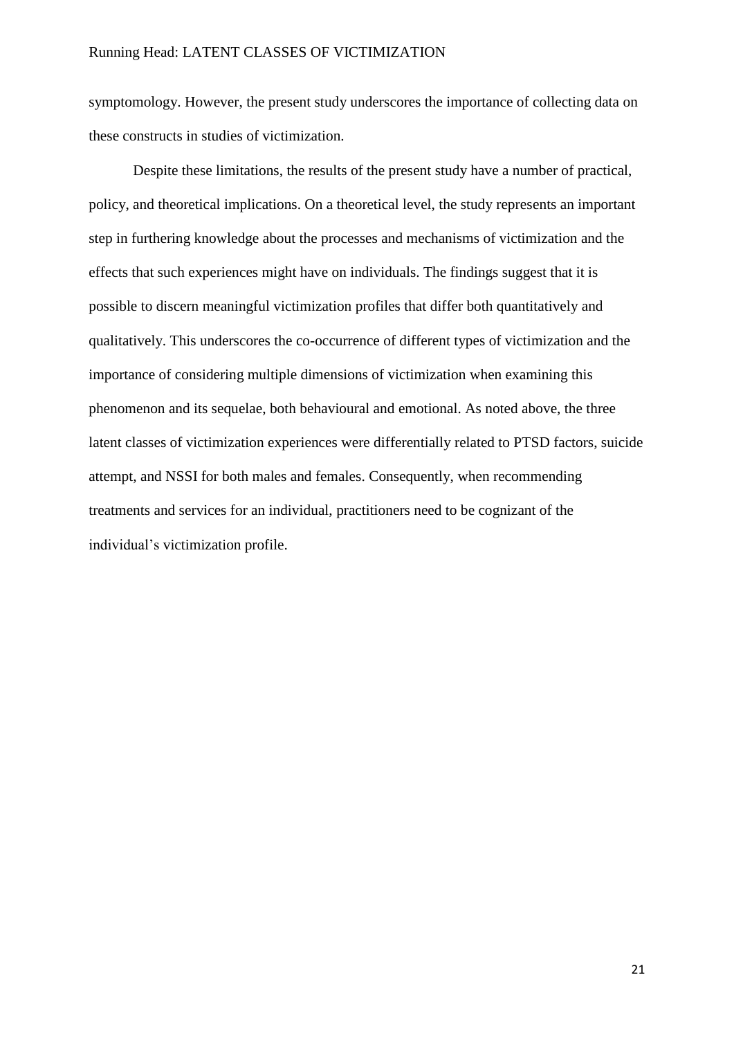symptomology. However, the present study underscores the importance of collecting data on these constructs in studies of victimization.

Despite these limitations, the results of the present study have a number of practical, policy, and theoretical implications. On a theoretical level, the study represents an important step in furthering knowledge about the processes and mechanisms of victimization and the effects that such experiences might have on individuals. The findings suggest that it is possible to discern meaningful victimization profiles that differ both quantitatively and qualitatively. This underscores the co-occurrence of different types of victimization and the importance of considering multiple dimensions of victimization when examining this phenomenon and its sequelae, both behavioural and emotional. As noted above, the three latent classes of victimization experiences were differentially related to PTSD factors, suicide attempt, and NSSI for both males and females. Consequently, when recommending treatments and services for an individual, practitioners need to be cognizant of the individual's victimization profile.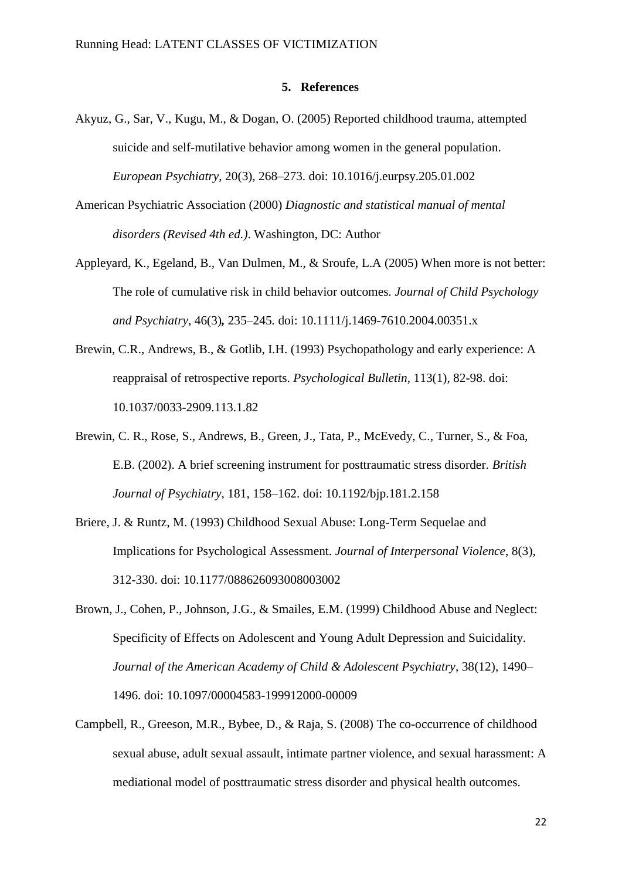## 5. References

Akyuz, G., Sar, V., Kugu, M., & Dogan, O. (2005) Reported childhood trauma, attempted suicide and self-mutilative behavior among women in the general population. *European Psychiatry*, 20(3), 268–273. doi: 10.1016/j.eurpsy.205.01.002

American Psychiatric Association (2000) *Diagnostic and statistical manual of mental disorders (Revised 4th ed.)*. Washington, DC: Author

Appleyard, K., Egeland, B., Van Dulmen, M., & Sroufe, L.A (2005) When more is not better: The role of cumulative risk in child behavior outcomes. *Journal of Child Psychology and Psychiatry*, 46(3)**,** 235–245. doi: 10.1111/j.1469-7610.2004.00351.x

Brewin, C.R., Andrews, B., & Gotlib, I.H. (1993) Psychopathology and early experience: A reappraisal of retrospective reports. *Psychological Bulletin*, 113(1), 82-98. doi: 10.1037/0033-2909.113.1.82

Brewin, C. R., Rose, S., Andrews, B., Green, J., Tata, P., McEvedy, C., Turner, S., & Foa, E.B. (2002). A brief screening instrument for posttraumatic stress disorder. *British Journal of Psychiatry*, 181, 158–162. doi: 10.1192/bjp.181.2.158

Briere, J. & Runtz, M. (1993) Childhood Sexual Abuse: Long-Term Sequelae and Implications for Psychological Assessment. *Journal of Interpersonal Violence*, 8(3), 312-330. doi: 10.1177/088626093008003002

Brown, J., Cohen, P., Johnson, J.G., & Smailes, E.M. (1999) Childhood Abuse and Neglect: Specificity of Effects on Adolescent and Young Adult Depression and Suicidality. *Journal of the American Academy of Child & Adolescent Psychiatry*, 38(12), 1490–1496. doi: 10.1097/00004583-199912000-00009

Campbell, R., Greeson, M.R., Bybee, D., & Raja, S. (2008) The co-occurrence of childhood sexual abuse, adult sexual assault, intimate partner violence, and sexual harassment: A mediational model of posttraumatic stress disorder and physical health outcomes.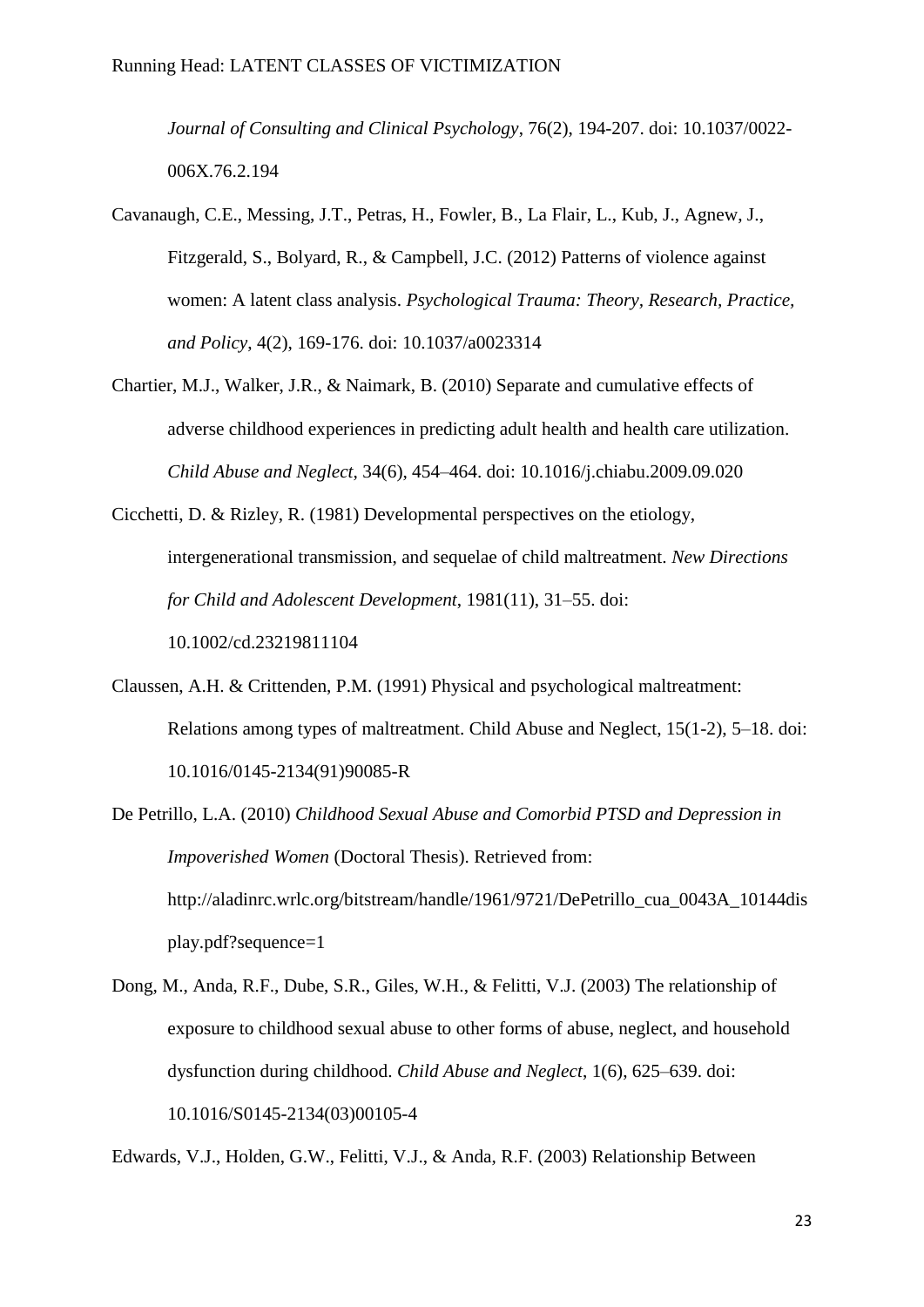*Journal of Consulting and Clinical Psychology*, 76(2), 194-207. doi: 10.1037/0022-006X.76.2.194

Cavanaugh, C.E., Messing, J.T., Petras, H., Fowler, B., La Flair, L., Kub, J., Agnew, J., Fitzgerald, S., Bolyard, R., & Campbell, J.C. (2012) Patterns of violence against women: A latent class analysis. *Psychological Trauma: Theory, Research, Practice, and Policy*, 4(2), 169-176. doi: 10.1037/a0023314

Chartier, M.J., Walker, J.R., & Naimark, B. (2010) Separate and cumulative effects of adverse childhood experiences in predicting adult health and health care utilization. *Child Abuse and Neglect*, 34(6), 454–464. doi: 10.1016/j.chiabu.2009.09.020

Cicchetti, D. & Rizley, R. (1981) Developmental perspectives on the etiology, intergenerational transmission, and sequelae of child maltreatment. *New Directions for Child and Adolescent Development*, 1981(11), 31–55. doi: 10.1002/cd.23219811104

Claussen, A.H. & Crittenden, P.M. (1991) Physical and psychological maltreatment: Relations among types of maltreatment. Child Abuse and Neglect, 15(1-2), 5–18. doi: 10.1016/0145-2134(91)90085-R

De Petrillo, L.A. (2010) *Childhood Sexual Abuse and Comorbid PTSD and Depression in Impoverished Women* (Doctoral Thesis). Retrieved from: http://aladinrc.wrlc.org/bitstream/handle/1961/9721/DePetrillo_cua_0043A_10144display.pdf?sequence=1

Dong, M., Anda, R.F., Dube, S.R., Giles, W.H., & Felitti, V.J. (2003) The relationship of exposure to childhood sexual abuse to other forms of abuse, neglect, and household dysfunction during childhood. *Child Abuse and Neglect*, 1(6), 625–639. doi: 10.1016/S0145-2134(03)00105-4

Edwards, V.J., Holden, G.W., Felitti, V.J., & Anda, R.F. (2003) Relationship Between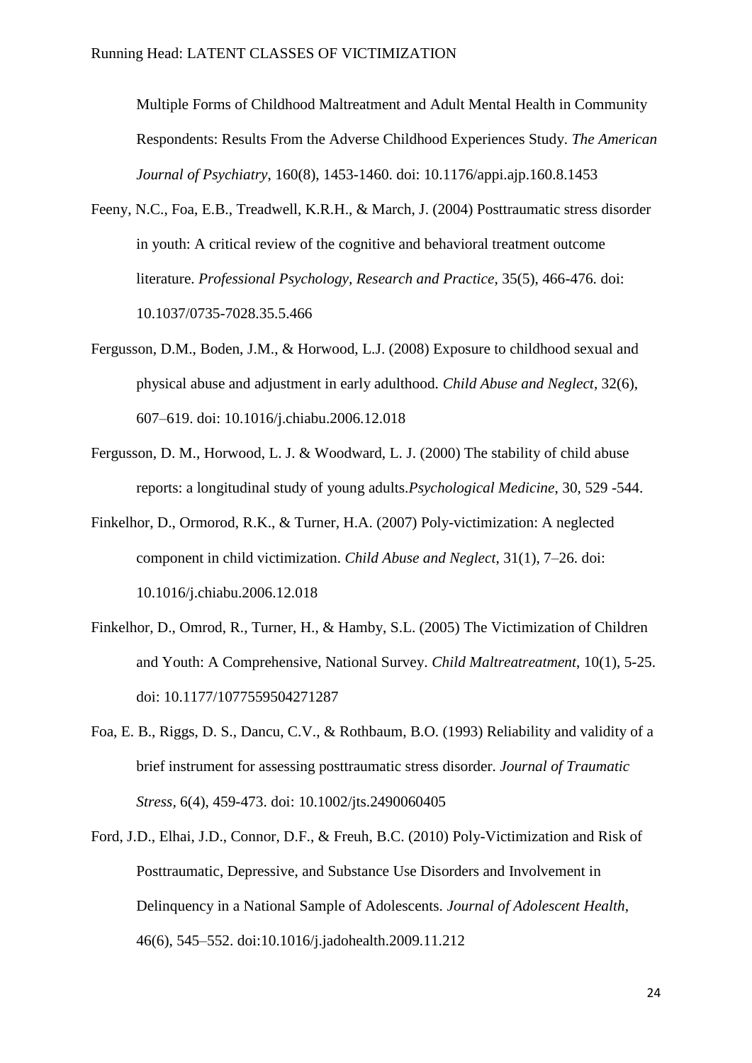Multiple Forms of Childhood Maltreatment and Adult Mental Health in Community Respondents: Results From the Adverse Childhood Experiences Study. *The American Journal of Psychiatry*, 160(8), 1453-1460. doi: 10.1176/appi.ajp.160.8.1453

Feeny, N.C., Foa, E.B., Treadwell, K.R.H., & March, J. (2004) Posttraumatic stress disorder in youth: A critical review of the cognitive and behavioral treatment outcome literature. *Professional Psychology, Research and Practice*, 35(5), 466-476. doi: 10.1037/0735-7028.35.5.466

Fergusson, D.M., Boden, J.M., & Horwood, L.J. (2008) Exposure to childhood sexual and physical abuse and adjustment in early adulthood. *Child Abuse and Neglect*, 32(6), 607–619. doi: 10.1016/j.chiabu.2006.12.018

Fergusson, D. M., Horwood, L. J. & Woodward, L. J. (2000) The stability of child abuse reports: a longitudinal study of young adults.*Psychological Medicine*, 30, 529 -544.

Finkelhor, D., Ormorod, R.K., & Turner, H.A. (2007) Poly-victimization: A neglected component in child victimization. *Child Abuse and Neglect*, 31(1), 7–26. doi: 10.1016/j.chiabu.2006.12.018

Finkelhor, D., Omrod, R., Turner, H., & Hamby, S.L. (2005) The Victimization of Children and Youth: A Comprehensive, National Survey. *Child Maltreatment*, 10(1), 5-25. doi: 10.1177/1077559504271287

Foa, E. B., Riggs, D. S., Dancu, C.V., & Rothbaum, B.O. (1993) Reliability and validity of a brief instrument for assessing posttraumatic stress disorder. *Journal of Traumatic Stress*, 6(4), 459-473. doi: 10.1002/jts.2490060405

Ford, J.D., Elhai, J.D., Connor, D.F., & Freuh, B.C. (2010) Poly-Victimization and Risk of Posttraumatic, Depressive, and Substance Use Disorders and Involvement in Delinquency in a National Sample of Adolescents. *Journal of Adolescent Health*, 46(6), 545–552. doi:10.1016/j.jadohealth.2009.11.212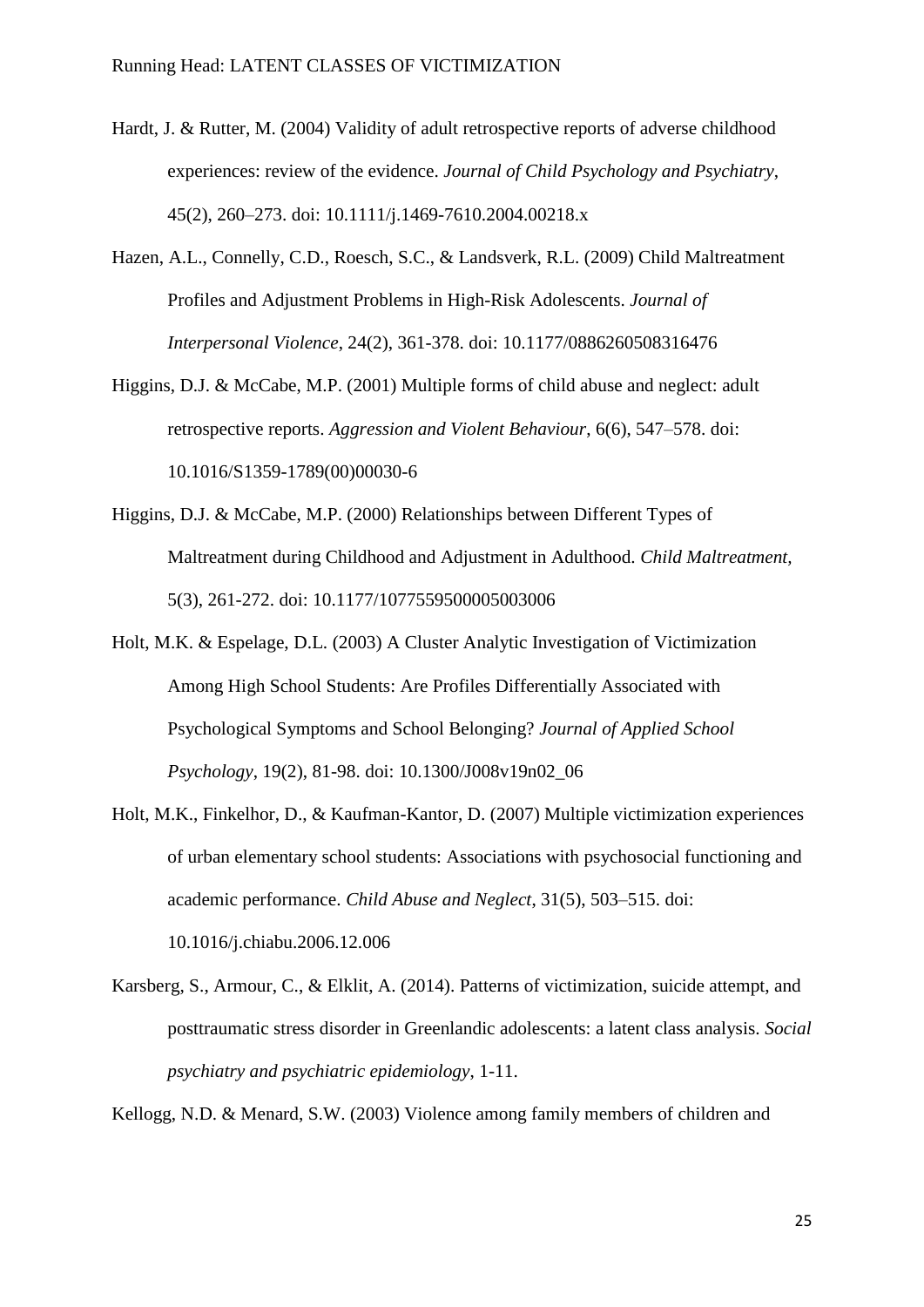Hardt, J. & Rutter, M. (2004) Validity of adult retrospective reports of adverse childhood experiences: review of the evidence. *Journal of Child Psychology and Psychiatry*, 45(2), 260–273. doi: 10.1111/j.1469-7610.2004.00218.x

Hazen, A.L., Connelly, C.D., Roesch, S.C., & Landsverk, R.L. (2009) Child Maltreatment Profiles and Adjustment Problems in High-Risk Adolescents. *Journal of Interpersonal Violence*, 24(2), 361-378. doi: 10.1177/0886260508316476

Higgins, D.J. & McCabe, M.P. (2001) Multiple forms of child abuse and neglect: adult retrospective reports. *Aggression and Violent Behaviour*, 6(6), 547–578. doi: 10.1016/S1359-1789(00)00030-6

Higgins, D.J. & McCabe, M.P. (2000) Relationships between Different Types of Maltreatment during Childhood and Adjustment in Adulthood. *Child Maltreatment*, 5(3), 261-272. doi: 10.1177/1077559500005003006

Holt, M.K. & Espelage, D.L. (2003) A Cluster Analytic Investigation of Victimization Among High School Students: Are Profiles Differentially Associated with Psychological Symptoms and School Belonging? *Journal of Applied School Psychology*, 19(2), 81-98. doi: 10.1300/J008v19n02_06

Holt, M.K., Finkelhor, D., & Kaufman-Kantor, D. (2007) Multiple victimization experiences of urban elementary school students: Associations with psychosocial functioning and academic performance. *Child Abuse and Neglect*, 31(5), 503–515. doi: 10.1016/j.chiabu.2006.12.006

Karsberg, S., Armour, C., & Elklit, A. (2014). Patterns of victimization, suicide attempt, and posttraumatic stress disorder in Greenlandic adolescents: a latent class analysis. *Social psychiatry and psychiatric epidemiology*, 1-11.

Kellogg, N.D. & Menard, S.W. (2003) Violence among family members of children and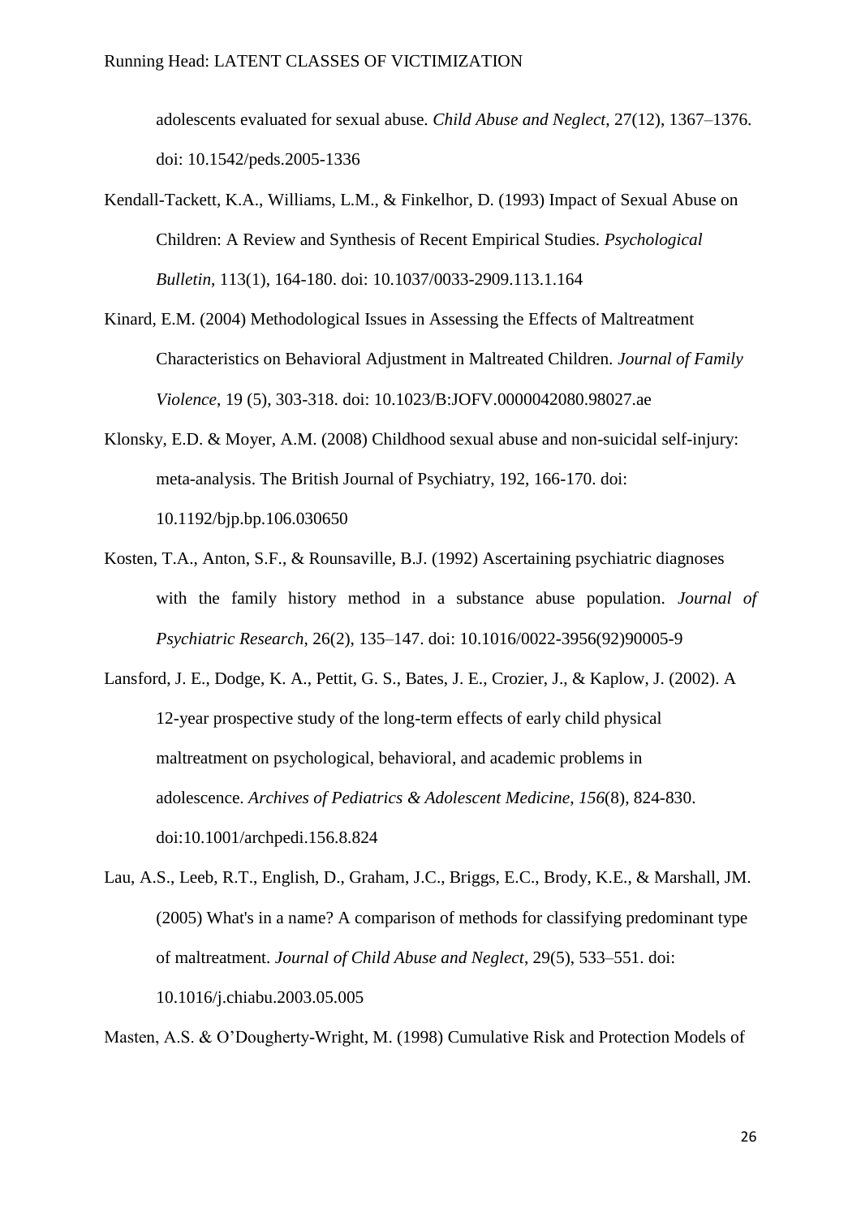adolescents evaluated for sexual abuse. *Child Abuse and Neglect*, 27(12), 1367–1376. doi: 10.1542/peds.2005-1336

Kendall-Tackett, K.A., Williams, L.M., & Finkelhor, D. (1993) Impact of Sexual Abuse on Children: A Review and Synthesis of Recent Empirical Studies. *Psychological Bulletin*, 113(1), 164-180. doi: 10.1037/0033-2909.113.1.164

Kinard, E.M. (2004) Methodological Issues in Assessing the Effects of Maltreatment Characteristics on Behavioral Adjustment in Maltreated Children. *Journal of Family Violence*, 19 (5), 303-318. doi: 10.1023/B:JOFV.0000042080.98027.ae

Klonsky, E.D. & Moyer, A.M. (2008) Childhood sexual abuse and non-suicidal self-injury: meta-analysis. The British Journal of Psychiatry, 192, 166-170. doi: 10.1192/bjp.bp.106.030650

Kosten, T.A., Anton, S.F., & Rounsaville, B.J. (1992) Ascertaining psychiatric diagnoses with the family history method in a substance abuse population. *Journal of Psychiatric Research*, 26(2), 135–147. doi: 10.1016/0022-3956(92)90005-9

Lansford, J. E., Dodge, K. A., Pettit, G. S., Bates, J. E., Crozier, J., & Kaplow, J. (2002). A 12-year prospective study of the long-term effects of early child physical maltreatment on psychological, behavioral, and academic problems in adolescence. *Archives of Pediatrics & Adolescent Medicine*, *156*(8), 824-830. doi:10.1001/archpedi.156.8.824

Lau, A.S., Leeb, R.T., English, D., Graham, J.C., Briggs, E.C., Brody, K.E., & Marshall, JM. (2005) What's in a name? A comparison of methods for classifying predominant type of maltreatment. *Journal of Child Abuse and Neglect*, 29(5), 533–551. doi: 10.1016/j.chiabu.2003.05.005

Masten, A.S. & O'Dougherty-Wright, M. (1998) Cumulative Risk and Protection Models of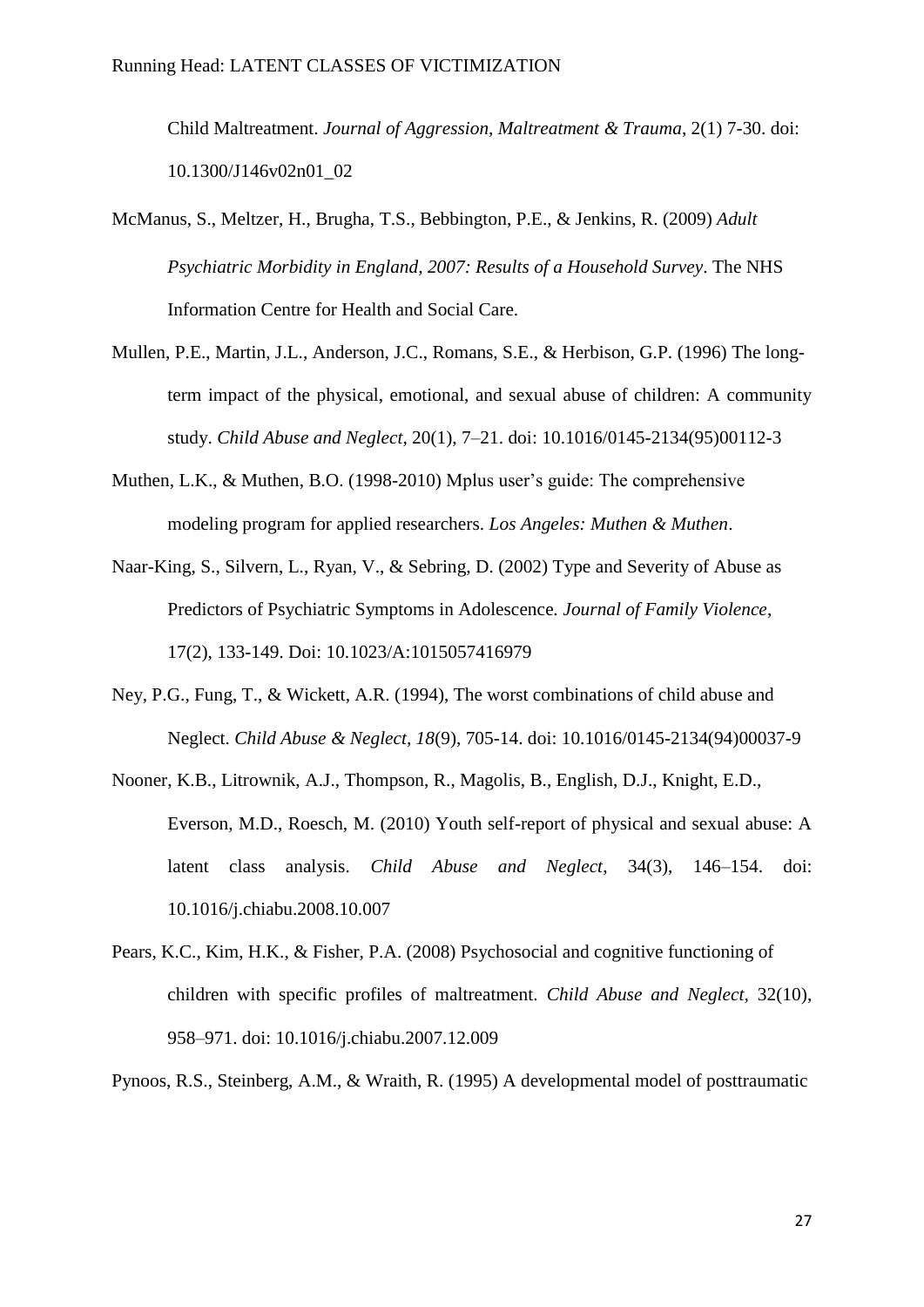Child Maltreatment. *Journal of Aggression, Maltreatment & Trauma*, 2(1) 7-30. doi: 10.1300/J146v02n01_02

McManus, S., Meltzer, H., Brugha, T.S., Bebbington, P.E., & Jenkins, R. (2009) *Adult Psychiatric Morbidity in England, 2007: Results of a Household Survey*. The NHS Information Centre for Health and Social Care.

Mullen, P.E., Martin, J.L., Anderson, J.C., Romans, S.E., & Herbison, G.P. (1996) The long-term impact of the physical, emotional, and sexual abuse of children: A community study. *Child Abuse and Neglect*, 20(1), 7–21. doi: 10.1016/0145-2134(95)00112-3

Muthen, L.K., & Muthen, B.O. (1998-2010) Mplus user's guide: The comprehensive modeling program for applied researchers. *Los Angeles: Muthen & Muthen*.

Naar-King, S., Silvern, L., Ryan, V., & Sebring, D. (2002) Type and Severity of Abuse as Predictors of Psychiatric Symptoms in Adolescence. *Journal of Family Violence*, 17(2), 133-149. Doi: 10.1023/A:1015057416979

Ney, P.G., Fung, T., & Wickett, A.R. (1994), The worst combinations of child abuse and Neglect. *Child Abuse & Neglect, 18*(9), 705-14. doi: 10.1016/0145-2134(94)00037-9

Nooner, K.B., Litrownik, A.J., Thompson, R., Magolis, B., English, D.J., Knight, E.D., Everson, M.D., Roesch, M. (2010) Youth self-report of physical and sexual abuse: A latent class analysis. *Child Abuse and Neglect*, 34(3), 146–154. doi: 10.1016/j.chiabu.2008.10.007

Pears, K.C., Kim, H.K., & Fisher, P.A. (2008) Psychosocial and cognitive functioning of children with specific profiles of maltreatment. *Child Abuse and Neglect*, 32(10), 958–971. doi: 10.1016/j.chiabu.2007.12.009

Pynoos, R.S., Steinberg, A.M., & Wraith, R. (1995) A developmental model of posttraumatic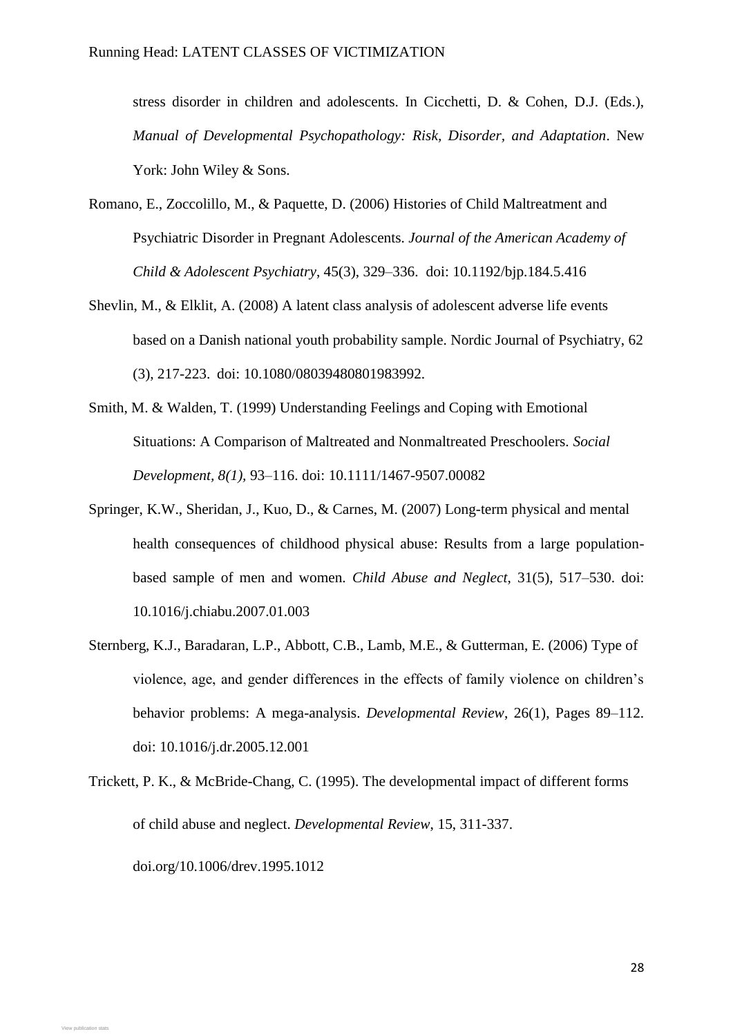stress disorder in children and adolescents. In Cicchetti, D. & Cohen, D.J. (Eds.), *Manual of Developmental Psychopathology: Risk, Disorder, and Adaptation*. New York: John Wiley & Sons.

Romano, E., Zoccolillo, M., & Paquette, D. (2006) Histories of Child Maltreatment and Psychiatric Disorder in Pregnant Adolescents. *Journal of the American Academy of Child & Adolescent Psychiatry*, 45(3), 329–336. doi: 10.1192/bjp.184.5.416

Shevlin, M., & Elklit, A. (2008) A latent class analysis of adolescent adverse life events based on a Danish national youth probability sample. Nordic Journal of Psychiatry, 62 (3), 217-223. doi: 10.1080/08039480801983992.

Smith, M. & Walden, T. (1999) Understanding Feelings and Coping with Emotional Situations: A Comparison of Maltreated and Nonmaltreated Preschoolers. *Social Development, 8(1),* 93–116. doi: 10.1111/1467-9507.00082

Springer, K.W., Sheridan, J., Kuo, D., & Carnes, M. (2007) Long-term physical and mental health consequences of childhood physical abuse: Results from a large population-based sample of men and women. *Child Abuse and Neglect*, 31(5), 517–530. doi: 10.1016/j.chiabu.2007.01.003

Sternberg, K.J., Baradaran, L.P., Abbott, C.B., Lamb, M.E., & Gutterman, E. (2006) Type of violence, age, and gender differences in the effects of family violence on children's behavior problems: A mega-analysis. *Developmental Review*, 26(1), Pages 89–112. doi: 10.1016/j.dr.2005.12.001

Trickett, P. K., & McBride-Chang, C. (1995). The developmental impact of different forms of child abuse and neglect. *Developmental Review*, 15, 311-337. doi.org/10.1006/drev.1995.1012